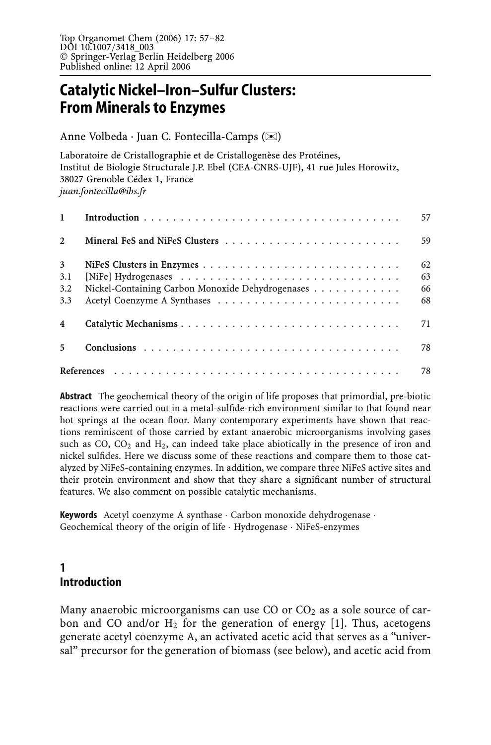Top Organomet Chem (2006) 17: 57–82
DOI 10.1007/3418_003
© Springer-Verlag Berlin Heidelberg 2006
Published online: 12 April 2006

# Catalytic Nickel–Iron–Sulfur Clusters: From Minerals to Enzymes

Anne Volbeda · Juan C. Fontecilla-Camps (✉)

Laboratoire de Cristallographie et de Cristallogenèse des Protéines,
Institut de Biologie Structurale J.P. Ebel (CEA-CNRS-UJF), 41 rue Jules Horowitz,
38027 Grenoble Cédex 1, France
*juan.fontecilla@ibs.fr*

| | | |
|---|---|---|
| **1** | **Introduction** | 57 |
| **2** | **Mineral FeS and NiFeS Clusters** | 59 |
| **3** | **NiFeS Clusters in Enzymes** | 62 |
| 3.1 | [NiFe] Hydrogenases | 63 |
| 3.2 | Nickel-Containing Carbon Monoxide Dehydrogenases | 66 |
| 3.3 | Acetyl Coenzyme A Synthases | 68 |
| **4** | **Catalytic Mechanisms** | 71 |
| **5** | **Conclusions** | 78 |
| **References** | | 78 |

**Abstract** The geochemical theory of the origin of life proposes that primordial, pre-biotic reactions were carried out in a metal-sulfide-rich environment similar to that found near hot springs at the ocean floor. Many contemporary experiments have shown that reactions reminiscent of those carried by extant anaerobic microorganisms involving gases such as CO, $CO_2$ and $H_2$, can indeed take place abiotically in the presence of iron and nickel sulfides. Here we discuss some of these reactions and compare them to those catalyzed by NiFeS-containing enzymes. In addition, we compare three NiFeS active sites and their protein environment and show that they share a significant number of structural features. We also comment on possible catalytic mechanisms.

**Keywords** Acetyl coenzyme A synthase · Carbon monoxide dehydrogenase · Geochemical theory of the origin of life · Hydrogenase · NiFeS-enzymes

## 1 Introduction

Many anaerobic microorganisms can use CO or $CO_2$ as a sole source of carbon and CO and/or $H_2$ for the generation of energy [1]. Thus, acetogens generate acetyl coenzyme A, an activated acetic acid that serves as a "universal" precursor for the generation of biomass (see below), and acetic acid from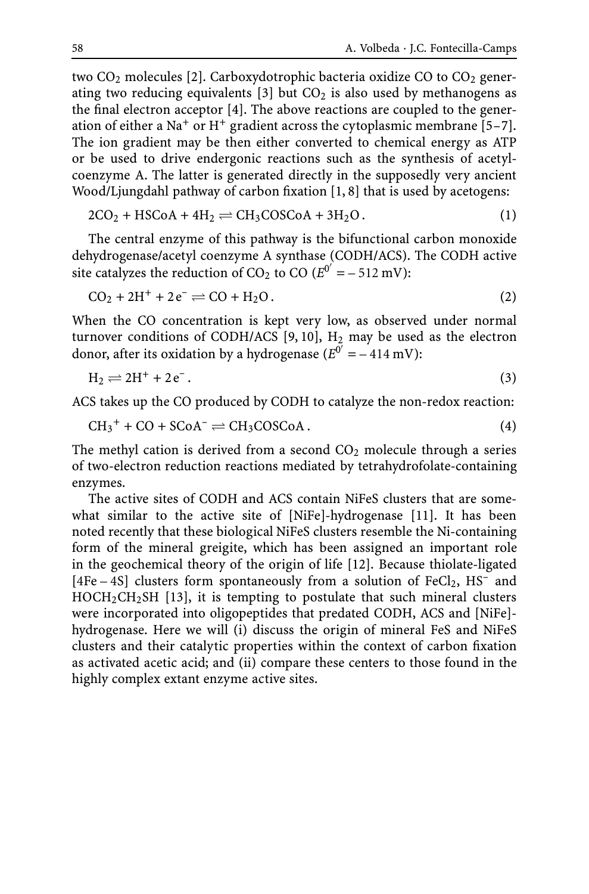two $CO_2$ molecules [2]. Carboxydotrophic bacteria oxidize CO to $CO_2$ generating two reducing equivalents [3] but $CO_2$ is also used by methanogens as the final electron acceptor [4]. The above reactions are coupled to the generation of either a $Na^+$ or $H^+$ gradient across the cytoplasmic membrane [5–7]. The ion gradient may be then either converted to chemical energy as ATP or be used to drive endergonic reactions such as the synthesis of acetyl-coenzyme A. The latter is generated directly in the supposedly very ancient Wood/Ljungdahl pathway of carbon fixation [1, 8] that is used by acetogens:

$$2CO_2 + HSCoA + 4H_2 \rightleftharpoons CH_3COSCoA + 3H_2O\,. \tag{1}$$

The central enzyme of this pathway is the bifunctional carbon monoxide dehydrogenase/acetyl coenzyme A synthase (CODH/ACS). The CODH active site catalyzes the reduction of $CO_2$ to CO ($E^{0'} = -512$ mV):

$$CO_2 + 2H^+ + 2e^- \rightleftharpoons CO + H_2O\,. \tag{2}$$

When the CO concentration is kept very low, as observed under normal turnover conditions of CODH/ACS [9, 10], $H_2$ may be used as the electron donor, after its oxidation by a hydrogenase ($E^{0'} = -414$ mV):

$$H_2 \rightleftharpoons 2H^+ + 2e^-\,. \tag{3}$$

ACS takes up the CO produced by CODH to catalyze the non-redox reaction:

$$CH_3{}^+ + CO + SCoA^- \rightleftharpoons CH_3COSCoA\,. \tag{4}$$

The methyl cation is derived from a second $CO_2$ molecule through a series of two-electron reduction reactions mediated by tetrahydrofolate-containing enzymes.

The active sites of CODH and ACS contain NiFeS clusters that are somewhat similar to the active site of [NiFe]-hydrogenase [11]. It has been noted recently that these biological NiFeS clusters resemble the Ni-containing form of the mineral greigite, which has been assigned an important role in the geochemical theory of the origin of life [12]. Because thiolate-ligated [4Fe – 4S] clusters form spontaneously from a solution of $FeCl_2$, $HS^-$ and $HOCH_2CH_2SH$ [13], it is tempting to postulate that such mineral clusters were incorporated into oligopeptides that predated CODH, ACS and [NiFe]-hydrogenase. Here we will (i) discuss the origin of mineral FeS and NiFeS clusters and their catalytic properties within the context of carbon fixation as activated acetic acid; and (ii) compare these centers to those found in the highly complex extant enzyme active sites.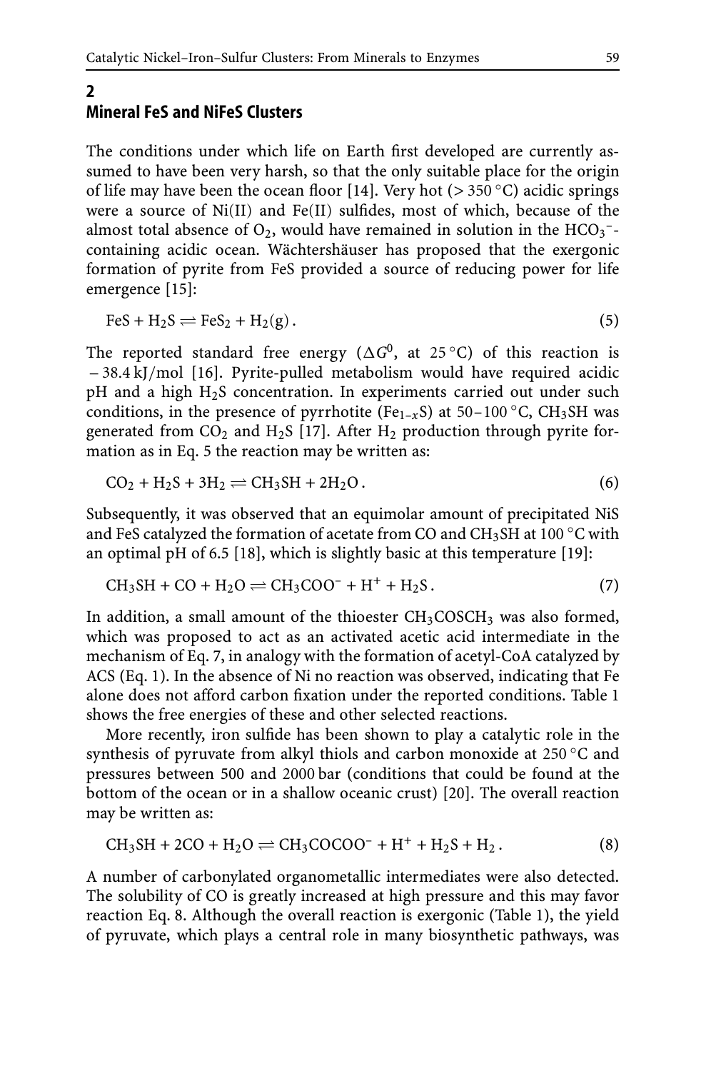## 2 Mineral FeS and NiFeS Clusters

The conditions under which life on Earth first developed are currently assumed to have been very harsh, so that the only suitable place for the origin of life may have been the ocean floor [14]. Very hot (> 350 °C) acidic springs were a source of Ni(II) and Fe(II) sulfides, most of which, because of the almost total absence of $O_2$, would have remained in solution in the $HCO_3^-$-containing acidic ocean. Wächtershäuser has proposed that the exergonic formation of pyrite from FeS provided a source of reducing power for life emergence [15]:

$$FeS + H_2S \rightleftharpoons FeS_2 + H_2(g) . \tag{5}$$

The reported standard free energy ($\Delta G^0$, at 25 °C) of this reaction is – 38.4 kJ/mol [16]. Pyrite-pulled metabolism would have required acidic pH and a high $H_2S$ concentration. In experiments carried out under such conditions, in the presence of pyrrhotite ($Fe_{1-x}S$) at 50–100 °C, $CH_3SH$ was generated from $CO_2$ and $H_2S$ [17]. After $H_2$ production through pyrite formation as in Eq. 5 the reaction may be written as:

$$CO_2 + H_2S + 3H_2 \rightleftharpoons CH_3SH + 2H_2O . \tag{6}$$

Subsequently, it was observed that an equimolar amount of precipitated NiS and FeS catalyzed the formation of acetate from CO and $CH_3SH$ at 100 °C with an optimal pH of 6.5 [18], which is slightly basic at this temperature [19]:

$$CH_3SH + CO + H_2O \rightleftharpoons CH_3COO^- + H^+ + H_2S . \tag{7}$$

In addition, a small amount of the thioester $CH_3COSCH_3$ was also formed, which was proposed to act as an activated acetic acid intermediate in the mechanism of Eq. 7, in analogy with the formation of acetyl-CoA catalyzed by ACS (Eq. 1). In the absence of Ni no reaction was observed, indicating that Fe alone does not afford carbon fixation under the reported conditions. Table 1 shows the free energies of these and other selected reactions.

More recently, iron sulfide has been shown to play a catalytic role in the synthesis of pyruvate from alkyl thiols and carbon monoxide at 250 °C and pressures between 500 and 2000 bar (conditions that could be found at the bottom of the ocean or in a shallow oceanic crust) [20]. The overall reaction may be written as:

$$CH_3SH + 2CO + H_2O \rightleftharpoons CH_3COCOO^- + H^+ + H_2S + H_2 . \tag{8}$$

A number of carbonylated organometallic intermediates were also detected. The solubility of CO is greatly increased at high pressure and this may favor reaction Eq. 8. Although the overall reaction is exergonic (Table 1), the yield of pyruvate, which plays a central role in many biosynthetic pathways, was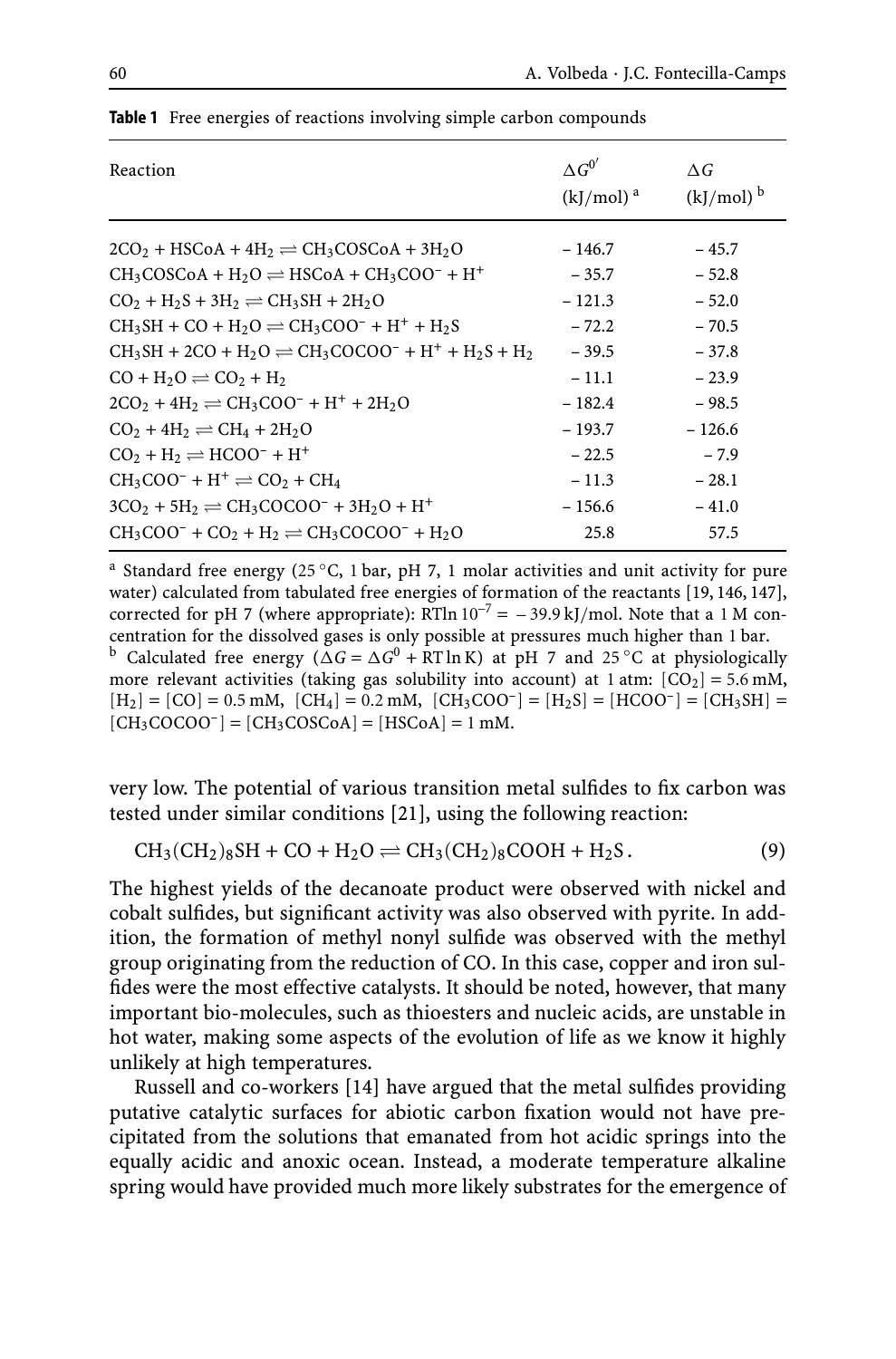**Table 1** Free energies of reactions involving simple carbon compounds

| Reaction | $\Delta G^{0'}$ (kJ/mol) [a] | $\Delta G$ (kJ/mol) [b] |
|---|---|---|
| $2CO_2 + HSCoA + 4H_2 \rightleftharpoons CH_3COSCoA + 3H_2O$ | – 146.7 | – 45.7 |
| $CH_3COSCoA + H_2O \rightleftharpoons HSCoA + CH_3COO^- + H^+$ | – 35.7 | – 52.8 |
| $CO_2 + H_2S + 3H_2 \rightleftharpoons CH_3SH + 2H_2O$ | – 121.3 | – 52.0 |
| $CH_3SH + CO + H_2O \rightleftharpoons CH_3COO^- + H^+ + H_2S$ | – 72.2 | – 70.5 |
| $CH_3SH + 2CO + H_2O \rightleftharpoons CH_3COCOO^- + H^+ + H_2S + H_2$ | – 39.5 | – 37.8 |
| $CO + H_2O \rightleftharpoons CO_2 + H_2$ | – 11.1 | – 23.9 |
| $2CO_2 + 4H_2 \rightleftharpoons CH_3COO^- + H^+ + 2H_2O$ | – 182.4 | – 98.5 |
| $CO_2 + 4H_2 \rightleftharpoons CH_4 + 2H_2O$ | – 193.7 | – 126.6 |
| $CO_2 + H_2 \rightleftharpoons HCOO^- + H^+$ | – 22.5 | – 7.9 |
| $CH_3COO^- + H^+ \rightleftharpoons CO_2 + CH_4$ | – 11.3 | – 28.1 |
| $3CO_2 + 5H_2 \rightleftharpoons CH_3COCOO^- + 3H_2O + H^+$ | – 156.6 | – 41.0 |
| $CH_3COO^- + CO_2 + H_2 \rightleftharpoons CH_3COCOO^- + H_2O$ | 25.8 | 57.5 |

[a] Standard free energy (25 °C, 1 bar, pH 7, 1 molar activities and unit activity for pure water) calculated from tabulated free energies of formation of the reactants [19, 146, 147], corrected for pH 7 (where appropriate): $RT\ln 10^{-7} = -39.9$ kJ/mol. Note that a 1 M concentration for the dissolved gases is only possible at pressures much higher than 1 bar.

[b] Calculated free energy ($\Delta G = \Delta G^0 + RT\ln K$) at pH 7 and 25 °C at physiologically more relevant activities (taking gas solubility into account) at 1 atm: $[CO_2] = 5.6$ mM, $[H_2] = [CO] = 0.5$ mM, $[CH_4] = 0.2$ mM, $[CH_3COO^-] = [H_2S] = [HCOO^-] = [CH_3SH] = [CH_3COCOO^-] = [CH_3COSCoA] = [HSCoA] = 1$ mM.

very low. The potential of various transition metal sulfides to fix carbon was tested under similar conditions [21], using the following reaction:

$$CH_3(CH_2)_8SH + CO + H_2O \rightleftharpoons CH_3(CH_2)_8COOH + H_2S\,. \tag{9}$$

The highest yields of the decanoate product were observed with nickel and cobalt sulfides, but significant activity was also observed with pyrite. In addition, the formation of methyl nonyl sulfide was observed with the methyl group originating from the reduction of CO. In this case, copper and iron sulfides were the most effective catalysts. It should be noted, however, that many important bio-molecules, such as thioesters and nucleic acids, are unstable in hot water, making some aspects of the evolution of life as we know it highly unlikely at high temperatures.

Russell and co-workers [14] have argued that the metal sulfides providing putative catalytic surfaces for abiotic carbon fixation would not have precipitated from the solutions that emanated from hot acidic springs into the equally acidic and anoxic ocean. Instead, a moderate temperature alkaline spring would have provided much more likely substrates for the emergence of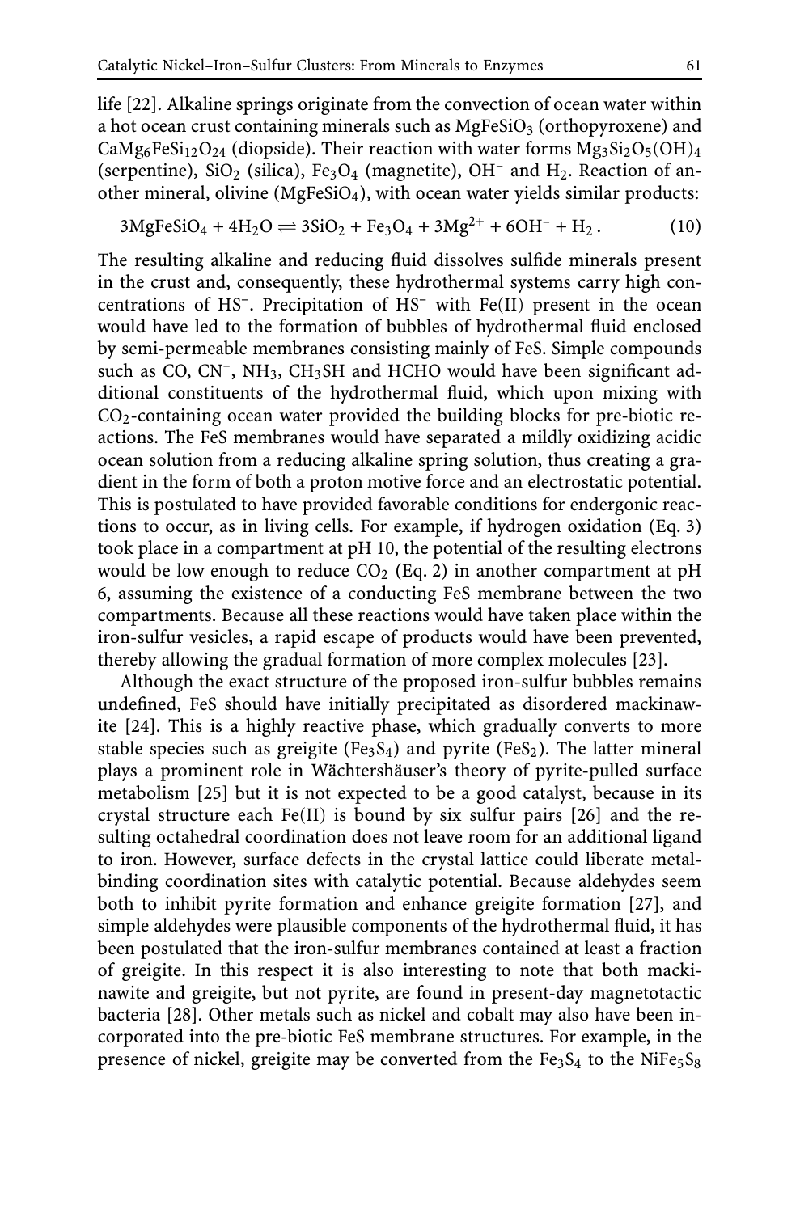life [22]. Alkaline springs originate from the convection of ocean water within a hot ocean crust containing minerals such as $MgFeSiO_3$ (orthopyroxene) and $CaMg_6FeSi_{12}O_{24}$ (diopside). Their reaction with water forms $Mg_3Si_2O_5(OH)_4$ (serpentine), $SiO_2$ (silica), $Fe_3O_4$ (magnetite), $OH^-$ and $H_2$. Reaction of another mineral, olivine ($MgFeSiO_4$), with ocean water yields similar products:

$$3MgFeSiO_4 + 4H_2O \rightleftharpoons 3SiO_2 + Fe_3O_4 + 3Mg^{2+} + 6OH^- + H_2 \,. \tag{10}$$

The resulting alkaline and reducing fluid dissolves sulfide minerals present in the crust and, consequently, these hydrothermal systems carry high concentrations of $HS^-$. Precipitation of $HS^-$ with Fe(II) present in the ocean would have led to the formation of bubbles of hydrothermal fluid enclosed by semi-permeable membranes consisting mainly of FeS. Simple compounds such as CO, $CN^-$, $NH_3$, $CH_3SH$ and HCHO would have been significant additional constituents of the hydrothermal fluid, which upon mixing with $CO_2$-containing ocean water provided the building blocks for pre-biotic reactions. The FeS membranes would have separated a mildly oxidizing acidic ocean solution from a reducing alkaline spring solution, thus creating a gradient in the form of both a proton motive force and an electrostatic potential. This is postulated to have provided favorable conditions for endergonic reactions to occur, as in living cells. For example, if hydrogen oxidation (Eq. 3) took place in a compartment at pH 10, the potential of the resulting electrons would be low enough to reduce $CO_2$ (Eq. 2) in another compartment at pH 6, assuming the existence of a conducting FeS membrane between the two compartments. Because all these reactions would have taken place within the iron-sulfur vesicles, a rapid escape of products would have been prevented, thereby allowing the gradual formation of more complex molecules [23].

Although the exact structure of the proposed iron-sulfur bubbles remains undefined, FeS should have initially precipitated as disordered mackinawite [24]. This is a highly reactive phase, which gradually converts to more stable species such as greigite ($Fe_3S_4$) and pyrite ($FeS_2$). The latter mineral plays a prominent role in Wächtershäuser's theory of pyrite-pulled surface metabolism [25] but it is not expected to be a good catalyst, because in its crystal structure each Fe(II) is bound by six sulfur pairs [26] and the resulting octahedral coordination does not leave room for an additional ligand to iron. However, surface defects in the crystal lattice could liberate metal-binding coordination sites with catalytic potential. Because aldehydes seem both to inhibit pyrite formation and enhance greigite formation [27], and simple aldehydes were plausible components of the hydrothermal fluid, it has been postulated that the iron-sulfur membranes contained at least a fraction of greigite. In this respect it is also interesting to note that both mackinawite and greigite, but not pyrite, are found in present-day magnetotactic bacteria [28]. Other metals such as nickel and cobalt may also have been incorporated into the pre-biotic FeS membrane structures. For example, in the presence of nickel, greigite may be converted from the $Fe_3S_4$ to the $NiFe_5S_8$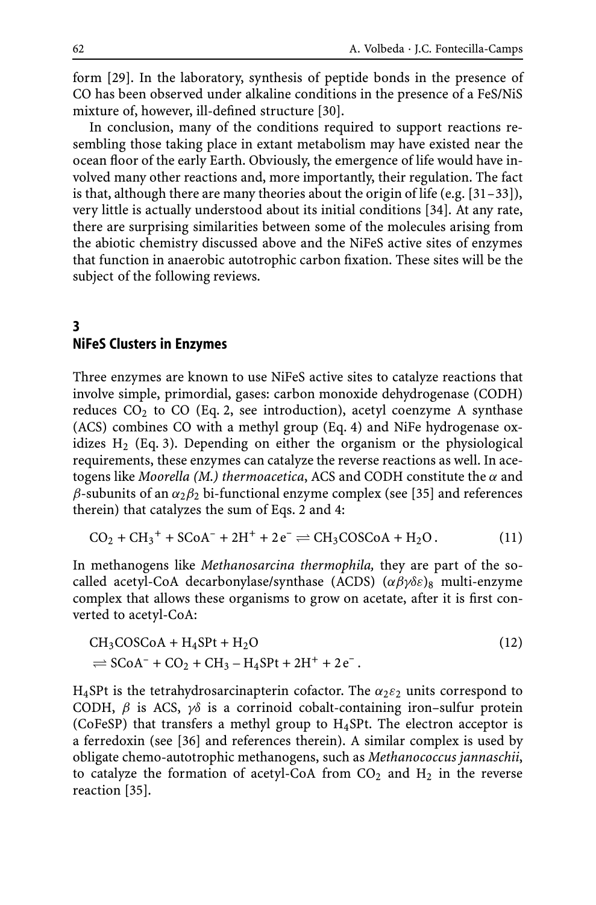form [29]. In the laboratory, synthesis of peptide bonds in the presence of CO has been observed under alkaline conditions in the presence of a FeS/NiS mixture of, however, ill-defined structure [30].

In conclusion, many of the conditions required to support reactions resembling those taking place in extant metabolism may have existed near the ocean floor of the early Earth. Obviously, the emergence of life would have involved many other reactions and, more importantly, their regulation. The fact is that, although there are many theories about the origin of life (e.g. [31–33]), very little is actually understood about its initial conditions [34]. At any rate, there are surprising similarities between some of the molecules arising from the abiotic chemistry discussed above and the NiFeS active sites of enzymes that function in anaerobic autotrophic carbon fixation. These sites will be the subject of the following reviews.

## 3 NiFeS Clusters in Enzymes

Three enzymes are known to use NiFeS active sites to catalyze reactions that involve simple, primordial, gases: carbon monoxide dehydrogenase (CODH) reduces $CO_2$ to CO (Eq. 2, see introduction), acetyl coenzyme A synthase (ACS) combines CO with a methyl group (Eq. 4) and NiFe hydrogenase oxidizes $H_2$ (Eq. 3). Depending on either the organism or the physiological requirements, these enzymes can catalyze the reverse reactions as well. In acetogens like *Moorella (M.) thermoacetica*, ACS and CODH constitute the $\alpha$ and $\beta$-subunits of an $\alpha_2\beta_2$ bi-functional enzyme complex (see [35] and references therein) that catalyzes the sum of Eqs. 2 and 4:

$$CO_2 + CH_3{}^+ + SCoA^- + 2H^+ + 2e^- \rightleftharpoons CH_3COSCoA + H_2O\,. \qquad (11)$$

In methanogens like *Methanosarcina thermophila,* they are part of the so-called acetyl-CoA decarbonylase/synthase (ACDS) $(\alpha\beta\gamma\delta\varepsilon)_8$ multi-enzyme complex that allows these organisms to grow on acetate, after it is first converted to acetyl-CoA:

$$\begin{aligned} &CH_3COSCoA + H_4SPt + H_2O \\ &\rightleftharpoons SCoA^- + CO_2 + CH_3-H_4SPt + 2H^+ + 2e^-\,. \end{aligned} \qquad (12)$$

$H_4SPt$ is the tetrahydrosarcinapterin cofactor. The $\alpha_2\varepsilon_2$ units correspond to CODH, $\beta$ is ACS, $\gamma\delta$ is a corrinoid cobalt-containing iron–sulfur protein (CoFeSP) that transfers a methyl group to $H_4SPt$. The electron acceptor is a ferredoxin (see [36] and references therein). A similar complex is used by obligate chemo-autotrophic methanogens, such as *Methanococcus jannaschii*, to catalyze the formation of acetyl-CoA from $CO_2$ and $H_2$ in the reverse reaction [35].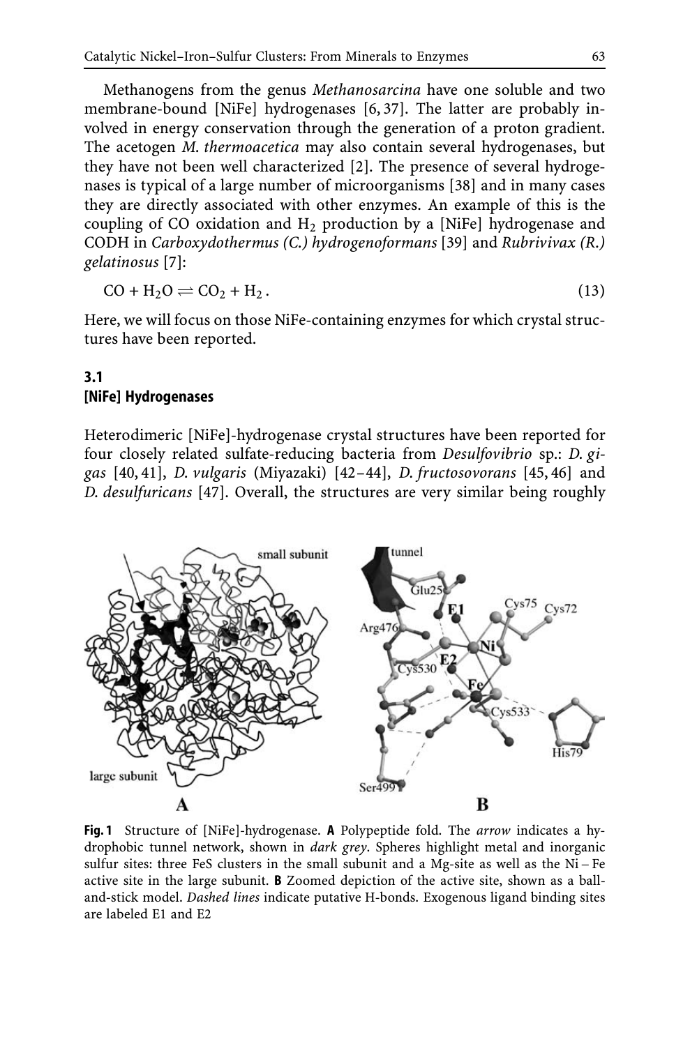Methanogens from the genus *Methanosarcina* have one soluble and two membrane-bound [NiFe] hydrogenases [6, 37]. The latter are probably involved in energy conservation through the generation of a proton gradient. The acetogen *M. thermoacetica* may also contain several hydrogenases, but they have not been well characterized [2]. The presence of several hydrogenases is typical of a large number of microorganisms [38] and in many cases they are directly associated with other enzymes. An example of this is the coupling of CO oxidation and $H_2$ production by a [NiFe] hydrogenase and CODH in *Carboxydothermus (C.) hydrogenoformans* [39] and *Rubrivivax (R.) gelatinosus* [7]:

$$CO + H_2O \rightleftharpoons CO_2 + H_2 . \tag{13}$$

Here, we will focus on those NiFe-containing enzymes for which crystal structures have been reported.

## 3.1 [NiFe] Hydrogenases

Heterodimeric [NiFe]-hydrogenase crystal structures have been reported for four closely related sulfate-reducing bacteria from *Desulfovibrio* sp.: *D. gigas* [40, 41], *D. vulgaris* (Miyazaki) [42–44], *D. fructosovorans* [45, 46] and *D. desulfuricans* [47]. Overall, the structures are very similar being roughly

**Fig. 1** Structure of [NiFe]-hydrogenase. **A** Polypeptide fold. The *arrow* indicates a hydrophobic tunnel network, shown in *dark grey*. Spheres highlight metal and inorganic sulfur sites: three FeS clusters in the small subunit and a Mg-site as well as the Ni – Fe active site in the large subunit. **B** Zoomed depiction of the active site, shown as a ball-and-stick model. *Dashed lines* indicate putative H-bonds. Exogenous ligand binding sites are labeled E1 and E2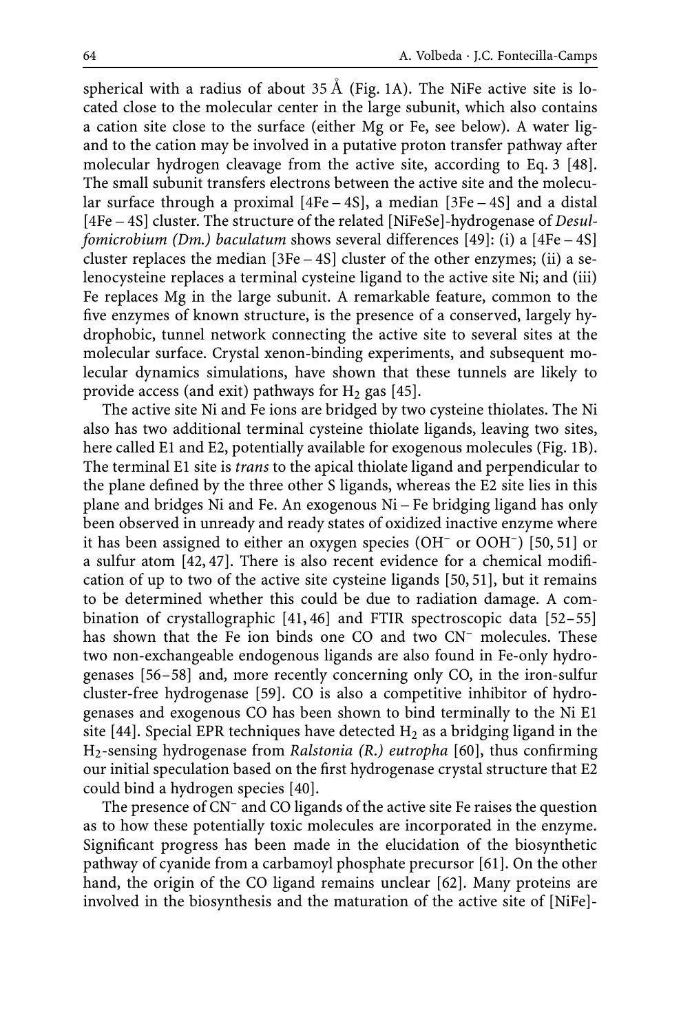spherical with a radius of about 35 Å (Fig. 1A). The NiFe active site is located close to the molecular center in the large subunit, which also contains a cation site close to the surface (either Mg or Fe, see below). A water ligand to the cation may be involved in a putative proton transfer pathway after molecular hydrogen cleavage from the active site, according to Eq. 3 [48]. The small subunit transfers electrons between the active site and the molecular surface through a proximal [4Fe – 4S], a median [3Fe – 4S] and a distal [4Fe – 4S] cluster. The structure of the related [NiFeSe]-hydrogenase of *Desulfomicrobium (Dm.) baculatum* shows several differences [49]: (i) a [4Fe – 4S] cluster replaces the median [3Fe – 4S] cluster of the other enzymes; (ii) a selenocysteine replaces a terminal cysteine ligand to the active site Ni; and (iii) Fe replaces Mg in the large subunit. A remarkable feature, common to the five enzymes of known structure, is the presence of a conserved, largely hydrophobic, tunnel network connecting the active site to several sites at the molecular surface. Crystal xenon-binding experiments, and subsequent molecular dynamics simulations, have shown that these tunnels are likely to provide access (and exit) pathways for $H_2$ gas [45].

The active site Ni and Fe ions are bridged by two cysteine thiolates. The Ni also has two additional terminal cysteine thiolate ligands, leaving two sites, here called E1 and E2, potentially available for exogenous molecules (Fig. 1B). The terminal E1 site is *trans* to the apical thiolate ligand and perpendicular to the plane defined by the three other S ligands, whereas the E2 site lies in this plane and bridges Ni and Fe. An exogenous Ni – Fe bridging ligand has only been observed in unready and ready states of oxidized inactive enzyme where it has been assigned to either an oxygen species ($OH^-$ or $OOH^-$) [50, 51] or a sulfur atom [42, 47]. There is also recent evidence for a chemical modification of up to two of the active site cysteine ligands [50, 51], but it remains to be determined whether this could be due to radiation damage. A combination of crystallographic [41, 46] and FTIR spectroscopic data [52–55] has shown that the Fe ion binds one CO and two $CN^-$ molecules. These two non-exchangeable endogenous ligands are also found in Fe-only hydrogenases [56–58] and, more recently concerning only CO, in the iron-sulfur cluster-free hydrogenase [59]. CO is also a competitive inhibitor of hydrogenases and exogenous CO has been shown to bind terminally to the Ni E1 site [44]. Special EPR techniques have detected $H_2$ as a bridging ligand in the $H_2$-sensing hydrogenase from *Ralstonia (R.) eutropha* [60], thus confirming our initial speculation based on the first hydrogenase crystal structure that E2 could bind a hydrogen species [40].

The presence of $CN^-$ and CO ligands of the active site Fe raises the question as to how these potentially toxic molecules are incorporated in the enzyme. Significant progress has been made in the elucidation of the biosynthetic pathway of cyanide from a carbamoyl phosphate precursor [61]. On the other hand, the origin of the CO ligand remains unclear [62]. Many proteins are involved in the biosynthesis and the maturation of the active site of [NiFe]-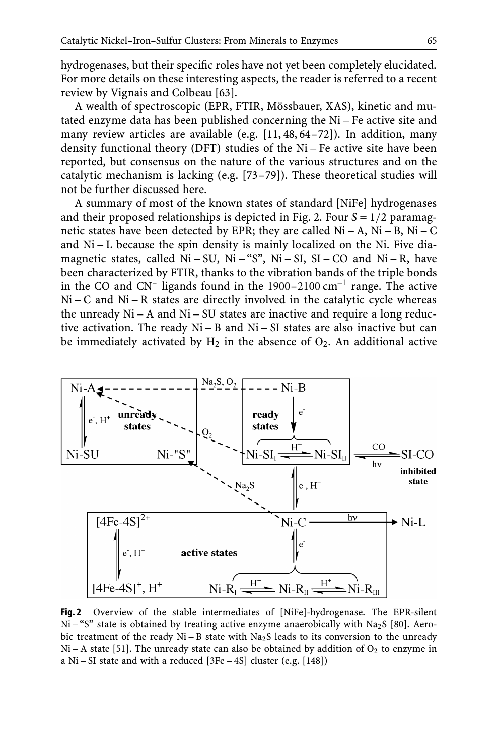hydrogenases, but their specific roles have not yet been completely elucidated. For more details on these interesting aspects, the reader is referred to a recent review by Vignais and Colbeau [63].

A wealth of spectroscopic (EPR, FTIR, Mössbauer, XAS), kinetic and mutated enzyme data has been published concerning the Ni – Fe active site and many review articles are available (e.g. [11, 48, 64–72]). In addition, many density functional theory (DFT) studies of the Ni – Fe active site have been reported, but consensus on the nature of the various structures and on the catalytic mechanism is lacking (e.g. [73–79]). These theoretical studies will not be further discussed here.

A summary of most of the known states of standard [NiFe] hydrogenases and their proposed relationships is depicted in Fig. 2. Four $S = 1/2$ paramagnetic states have been detected by EPR; they are called Ni – A, Ni – B, Ni – C and Ni – L because the spin density is mainly localized on the Ni. Five diamagnetic states, called Ni – SU, Ni – "S", Ni – SI, SI – CO and Ni – R, have been characterized by FTIR, thanks to the vibration bands of the triple bonds in the CO and $CN^-$ ligands found in the 1900–2100 $cm^{-1}$ range. The active Ni – C and Ni – R states are directly involved in the catalytic cycle whereas the unready Ni – A and Ni – SU states are inactive and require a long reductive activation. The ready Ni – B and Ni – SI states are also inactive but can be immediately activated by $H_2$ in the absence of $O_2$. An additional active

**Fig. 2** Overview of the stable intermediates of [NiFe]-hydrogenase. The EPR-silent Ni – "S" state is obtained by treating active enzyme anaerobically with $Na_2S$ [80]. Aerobic treatment of the ready Ni – B state with $Na_2S$ leads to its conversion to the unready Ni – A state [51]. The unready state can also be obtained by addition of $O_2$ to enzyme in a Ni – SI state and with a reduced [3Fe – 4S] cluster (e.g. [148])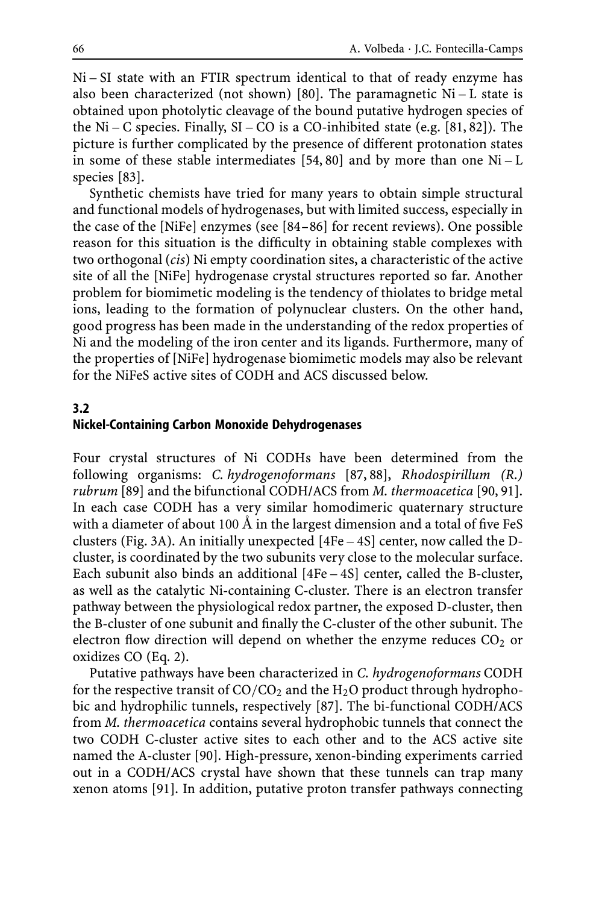Ni – SI state with an FTIR spectrum identical to that of ready enzyme has also been characterized (not shown) [80]. The paramagnetic Ni – L state is obtained upon photolytic cleavage of the bound putative hydrogen species of the Ni – C species. Finally, SI – CO is a CO-inhibited state (e.g. [81, 82]). The picture is further complicated by the presence of different protonation states in some of these stable intermediates [54, 80] and by more than one Ni – L species [83].

Synthetic chemists have tried for many years to obtain simple structural and functional models of hydrogenases, but with limited success, especially in the case of the [NiFe] enzymes (see [84–86] for recent reviews). One possible reason for this situation is the difficulty in obtaining stable complexes with two orthogonal (*cis*) Ni empty coordination sites, a characteristic of the active site of all the [NiFe] hydrogenase crystal structures reported so far. Another problem for biomimetic modeling is the tendency of thiolates to bridge metal ions, leading to the formation of polynuclear clusters. On the other hand, good progress has been made in the understanding of the redox properties of Ni and the modeling of the iron center and its ligands. Furthermore, many of the properties of [NiFe] hydrogenase biomimetic models may also be relevant for the NiFeS active sites of CODH and ACS discussed below.

## 3.2 Nickel-Containing Carbon Monoxide Dehydrogenases

Four crystal structures of Ni CODHs have been determined from the following organisms: *C. hydrogenoformans* [87, 88], *Rhodospirillum (R.) rubrum* [89] and the bifunctional CODH/ACS from *M. thermoacetica* [90, 91]. In each case CODH has a very similar homodimeric quaternary structure with a diameter of about 100 Å in the largest dimension and a total of five FeS clusters (Fig. 3A). An initially unexpected [4Fe – 4S] center, now called the D-cluster, is coordinated by the two subunits very close to the molecular surface. Each subunit also binds an additional [4Fe – 4S] center, called the B-cluster, as well as the catalytic Ni-containing C-cluster. There is an electron transfer pathway between the physiological redox partner, the exposed D-cluster, then the B-cluster of one subunit and finally the C-cluster of the other subunit. The electron flow direction will depend on whether the enzyme reduces $CO_2$ or oxidizes CO (Eq. 2).

Putative pathways have been characterized in *C. hydrogenoformans* CODH for the respective transit of $CO/CO_2$ and the $H_2O$ product through hydrophobic and hydrophilic tunnels, respectively [87]. The bi-functional CODH/ACS from *M. thermoacetica* contains several hydrophobic tunnels that connect the two CODH C-cluster active sites to each other and to the ACS active site named the A-cluster [90]. High-pressure, xenon-binding experiments carried out in a CODH/ACS crystal have shown that these tunnels can trap many xenon atoms [91]. In addition, putative proton transfer pathways connecting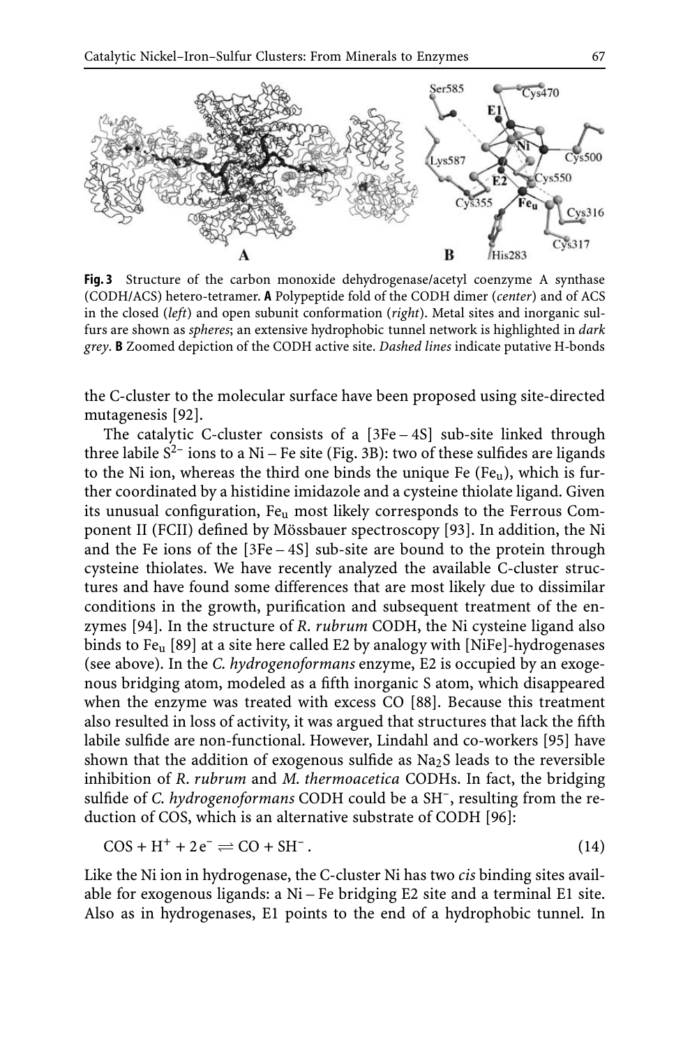**Fig. 3** Structure of the carbon monoxide dehydrogenase/acetyl coenzyme A synthase (CODH/ACS) hetero-tetramer. **A** Polypeptide fold of the CODH dimer (*center*) and of ACS in the closed (*left*) and open subunit conformation (*right*). Metal sites and inorganic sulfurs are shown as *spheres*; an extensive hydrophobic tunnel network is highlighted in *dark grey*. **B** Zoomed depiction of the CODH active site. *Dashed lines* indicate putative H-bonds

the C-cluster to the molecular surface have been proposed using site-directed mutagenesis [92].

The catalytic C-cluster consists of a [3Fe – 4S] sub-site linked through three labile $S^{2-}$ ions to a Ni – Fe site (Fig. 3B): two of these sulfides are ligands to the Ni ion, whereas the third one binds the unique Fe ($Fe_u$), which is further coordinated by a histidine imidazole and a cysteine thiolate ligand. Given its unusual configuration, $Fe_u$ most likely corresponds to the Ferrous Component II (FCII) defined by Mössbauer spectroscopy [93]. In addition, the Ni and the Fe ions of the [3Fe – 4S] sub-site are bound to the protein through cysteine thiolates. We have recently analyzed the available C-cluster structures and have found some differences that are most likely due to dissimilar conditions in the growth, purification and subsequent treatment of the enzymes [94]. In the structure of *R. rubrum* CODH, the Ni cysteine ligand also binds to $Fe_u$ [89] at a site here called E2 by analogy with [NiFe]-hydrogenases (see above). In the *C. hydrogenoformans* enzyme, E2 is occupied by an exogenous bridging atom, modeled as a fifth inorganic S atom, which disappeared when the enzyme was treated with excess CO [88]. Because this treatment also resulted in loss of activity, it was argued that structures that lack the fifth labile sulfide are non-functional. However, Lindahl and co-workers [95] have shown that the addition of exogenous sulfide as $Na_2S$ leads to the reversible inhibition of *R. rubrum* and *M. thermoacetica* CODHs. In fact, the bridging sulfide of *C. hydrogenoformans* CODH could be a $SH^-$, resulting from the reduction of COS, which is an alternative substrate of CODH [96]:

$$COS + H^+ + 2e^- \rightleftharpoons CO + SH^- . \tag{14}$$

Like the Ni ion in hydrogenase, the C-cluster Ni has two *cis* binding sites available for exogenous ligands: a Ni – Fe bridging E2 site and a terminal E1 site. Also as in hydrogenases, E1 points to the end of a hydrophobic tunnel. In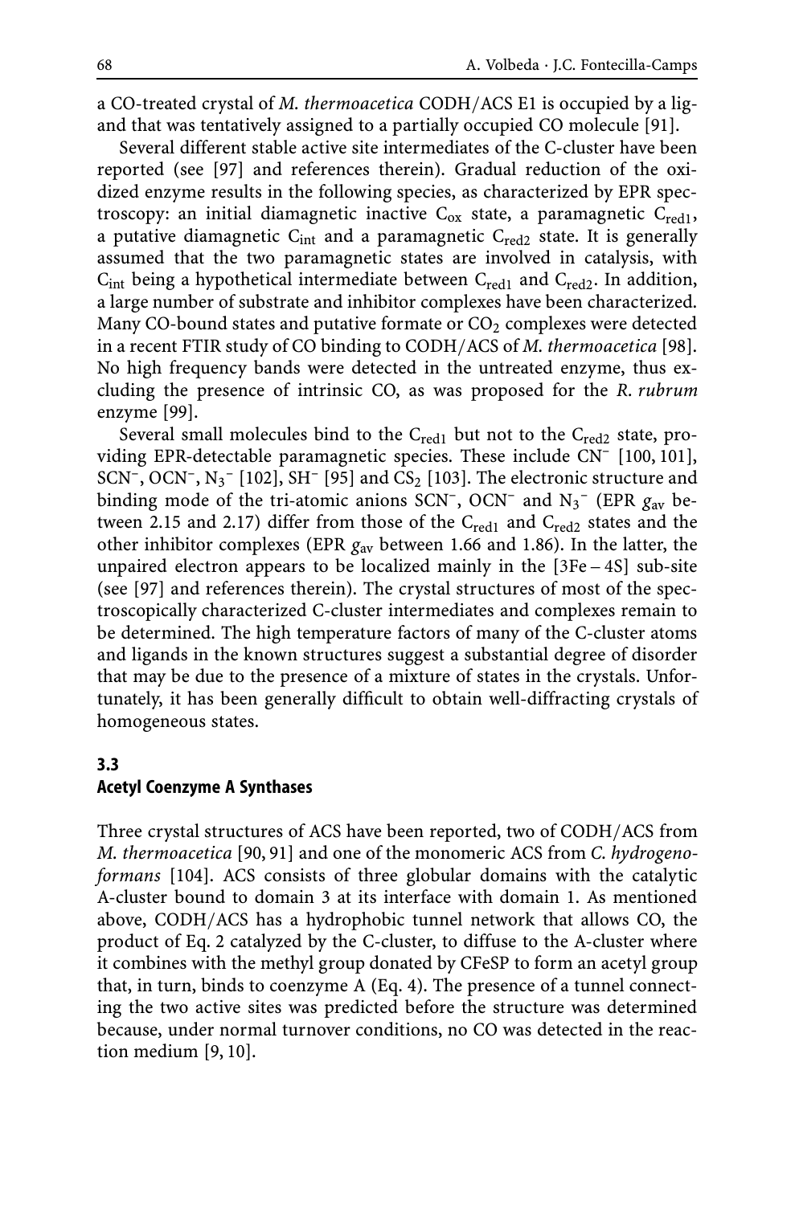a CO-treated crystal of *M. thermoacetica* CODH/ACS E1 is occupied by a ligand that was tentatively assigned to a partially occupied CO molecule [91].

Several different stable active site intermediates of the C-cluster have been reported (see [97] and references therein). Gradual reduction of the oxidized enzyme results in the following species, as characterized by EPR spectroscopy: an initial diamagnetic inactive $C_{ox}$ state, a paramagnetic $C_{red1}$, a putative diamagnetic $C_{int}$ and a paramagnetic $C_{red2}$ state. It is generally assumed that the two paramagnetic states are involved in catalysis, with $C_{int}$ being a hypothetical intermediate between $C_{red1}$ and $C_{red2}$. In addition, a large number of substrate and inhibitor complexes have been characterized. Many CO-bound states and putative formate or $CO_2$ complexes were detected in a recent FTIR study of CO binding to CODH/ACS of *M. thermoacetica* [98]. No high frequency bands were detected in the untreated enzyme, thus excluding the presence of intrinsic CO, as was proposed for the *R. rubrum* enzyme [99].

Several small molecules bind to the $C_{red1}$ but not to the $C_{red2}$ state, providing EPR-detectable paramagnetic species. These include $CN^-$ [100, 101], $SCN^-$, $OCN^-$, $N_3^-$ [102], $SH^-$ [95] and $CS_2$ [103]. The electronic structure and binding mode of the tri-atomic anions $SCN^-$, $OCN^-$ and $N_3^-$ (EPR $g_{av}$ between 2.15 and 2.17) differ from those of the $C_{red1}$ and $C_{red2}$ states and the other inhibitor complexes (EPR $g_{av}$ between 1.66 and 1.86). In the latter, the unpaired electron appears to be localized mainly in the [3Fe – 4S] sub-site (see [97] and references therein). The crystal structures of most of the spectroscopically characterized C-cluster intermediates and complexes remain to be determined. The high temperature factors of many of the C-cluster atoms and ligands in the known structures suggest a substantial degree of disorder that may be due to the presence of a mixture of states in the crystals. Unfortunately, it has been generally difficult to obtain well-diffracting crystals of homogeneous states.

### 3.3 Acetyl Coenzyme A Synthases

Three crystal structures of ACS have been reported, two of CODH/ACS from *M. thermoacetica* [90, 91] and one of the monomeric ACS from *C. hydrogenoformans* [104]. ACS consists of three globular domains with the catalytic A-cluster bound to domain 3 at its interface with domain 1. As mentioned above, CODH/ACS has a hydrophobic tunnel network that allows CO, the product of Eq. 2 catalyzed by the C-cluster, to diffuse to the A-cluster where it combines with the methyl group donated by CFeSP to form an acetyl group that, in turn, binds to coenzyme A (Eq. 4). The presence of a tunnel connecting the two active sites was predicted before the structure was determined because, under normal turnover conditions, no CO was detected in the reaction medium [9, 10].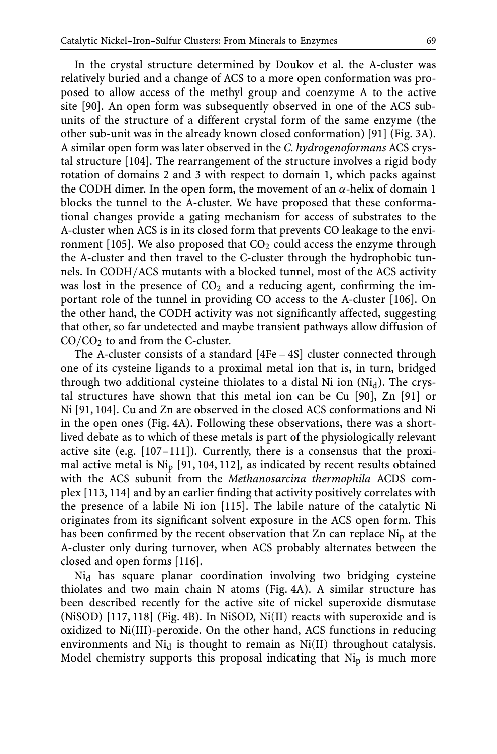In the crystal structure determined by Doukov et al. the A-cluster was relatively buried and a change of ACS to a more open conformation was proposed to allow access of the methyl group and coenzyme A to the active site [90]. An open form was subsequently observed in one of the ACS subunits of the structure of a different crystal form of the same enzyme (the other sub-unit was in the already known closed conformation) [91] (Fig. 3A). A similar open form was later observed in the *C. hydrogenoformans* ACS crystal structure [104]. The rearrangement of the structure involves a rigid body rotation of domains 2 and 3 with respect to domain 1, which packs against the CODH dimer. In the open form, the movement of an $\alpha$-helix of domain 1 blocks the tunnel to the A-cluster. We have proposed that these conformational changes provide a gating mechanism for access of substrates to the A-cluster when ACS is in its closed form that prevents CO leakage to the environment [105]. We also proposed that $CO_2$ could access the enzyme through the A-cluster and then travel to the C-cluster through the hydrophobic tunnels. In CODH/ACS mutants with a blocked tunnel, most of the ACS activity was lost in the presence of $CO_2$ and a reducing agent, confirming the important role of the tunnel in providing CO access to the A-cluster [106]. On the other hand, the CODH activity was not significantly affected, suggesting that other, so far undetected and maybe transient pathways allow diffusion of $CO/CO_2$ to and from the C-cluster.

The A-cluster consists of a standard [4Fe – 4S] cluster connected through one of its cysteine ligands to a proximal metal ion that is, in turn, bridged through two additional cysteine thiolates to a distal Ni ion ($Ni_d$). The crystal structures have shown that this metal ion can be Cu [90], Zn [91] or Ni [91, 104]. Cu and Zn are observed in the closed ACS conformations and Ni in the open ones (Fig. 4A). Following these observations, there was a short-lived debate as to which of these metals is part of the physiologically relevant active site (e.g. [107–111]). Currently, there is a consensus that the proximal active metal is $Ni_p$ [91, 104, 112], as indicated by recent results obtained with the ACS subunit from the *Methanosarcina thermophila* ACDS complex [113, 114] and by an earlier finding that activity positively correlates with the presence of a labile Ni ion [115]. The labile nature of the catalytic Ni originates from its significant solvent exposure in the ACS open form. This has been confirmed by the recent observation that Zn can replace $Ni_p$ at the A-cluster only during turnover, when ACS probably alternates between the closed and open forms [116].

$Ni_d$ has square planar coordination involving two bridging cysteine thiolates and two main chain N atoms (Fig. 4A). A similar structure has been described recently for the active site of nickel superoxide dismutase (NiSOD) [117, 118] (Fig. 4B). In NiSOD, Ni(II) reacts with superoxide and is oxidized to Ni(III)-peroxide. On the other hand, ACS functions in reducing environments and $Ni_d$ is thought to remain as Ni(II) throughout catalysis. Model chemistry supports this proposal indicating that $Ni_p$ is much more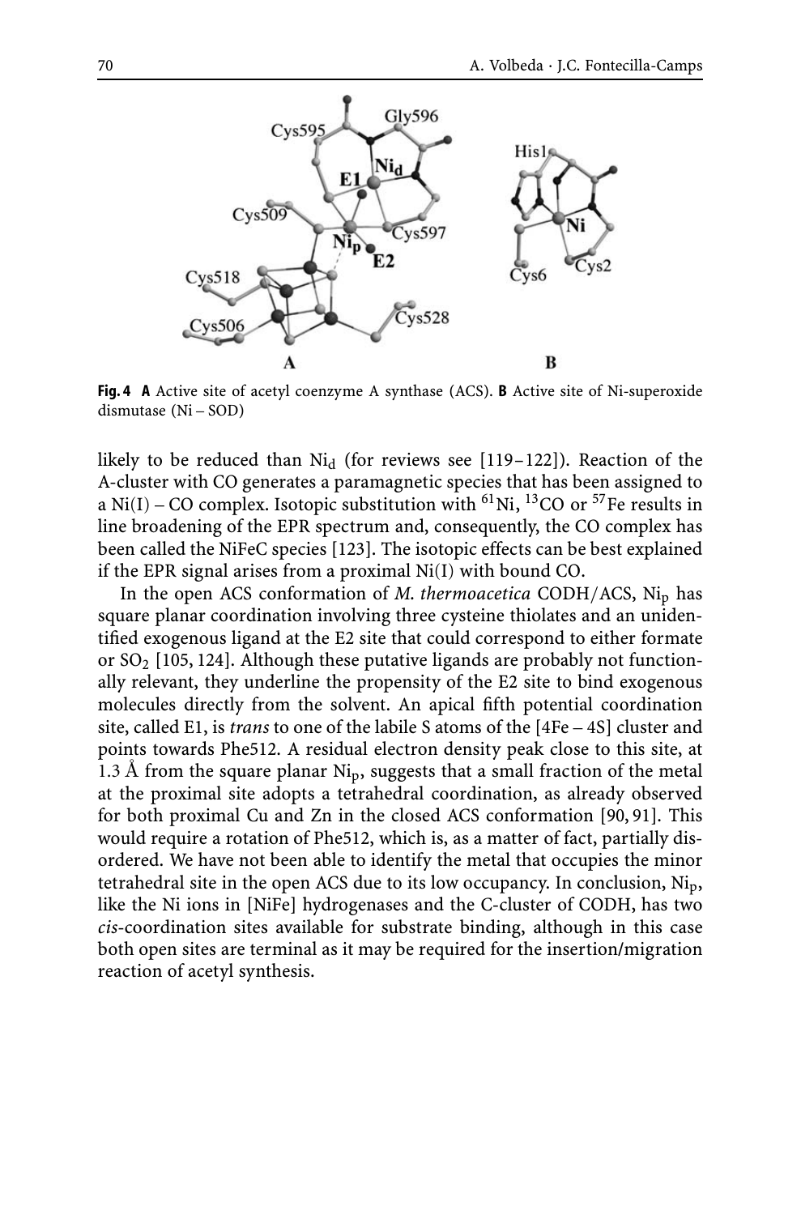**Fig. 4** **A** Active site of acetyl coenzyme A synthase (ACS). **B** Active site of Ni-superoxide dismutase (Ni – SOD)

likely to be reduced than $Ni_d$ (for reviews see [119–122]). Reaction of the A-cluster with CO generates a paramagnetic species that has been assigned to a Ni(I) – CO complex. Isotopic substitution with $^{61}Ni$, $^{13}CO$ or $^{57}Fe$ results in line broadening of the EPR spectrum and, consequently, the CO complex has been called the NiFeC species [123]. The isotopic effects can be best explained if the EPR signal arises from a proximal Ni(I) with bound CO.

In the open ACS conformation of *M. thermoacetica* CODH/ACS, $Ni_p$ has square planar coordination involving three cysteine thiolates and an unidentified exogenous ligand at the E2 site that could correspond to either formate or $SO_2$ [105, 124]. Although these putative ligands are probably not functionally relevant, they underline the propensity of the E2 site to bind exogenous molecules directly from the solvent. An apical fifth potential coordination site, called E1, is *trans* to one of the labile S atoms of the [4Fe – 4S] cluster and points towards Phe512. A residual electron density peak close to this site, at 1.3 Å from the square planar $Ni_p$, suggests that a small fraction of the metal at the proximal site adopts a tetrahedral coordination, as already observed for both proximal Cu and Zn in the closed ACS conformation [90, 91]. This would require a rotation of Phe512, which is, as a matter of fact, partially disordered. We have not been able to identify the metal that occupies the minor tetrahedral site in the open ACS due to its low occupancy. In conclusion, $Ni_p$, like the Ni ions in [NiFe] hydrogenases and the C-cluster of CODH, has two *cis*-coordination sites available for substrate binding, although in this case both open sites are terminal as it may be required for the insertion/migration reaction of acetyl synthesis.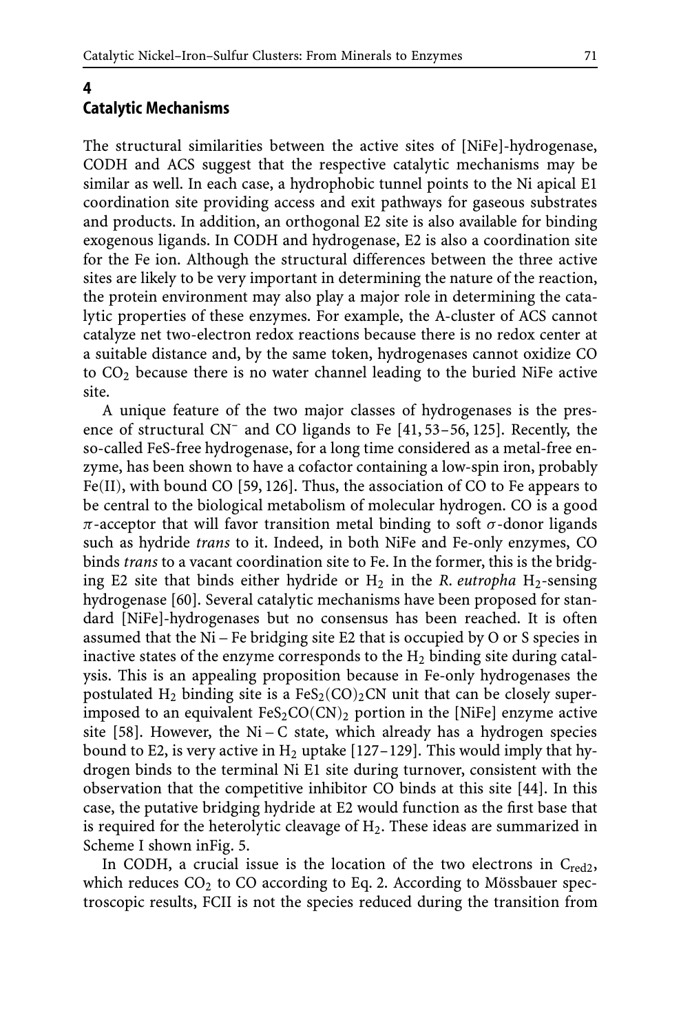## 4 Catalytic Mechanisms

The structural similarities between the active sites of [NiFe]-hydrogenase, CODH and ACS suggest that the respective catalytic mechanisms may be similar as well. In each case, a hydrophobic tunnel points to the Ni apical E1 coordination site providing access and exit pathways for gaseous substrates and products. In addition, an orthogonal E2 site is also available for binding exogenous ligands. In CODH and hydrogenase, E2 is also a coordination site for the Fe ion. Although the structural differences between the three active sites are likely to be very important in determining the nature of the reaction, the protein environment may also play a major role in determining the catalytic properties of these enzymes. For example, the A-cluster of ACS cannot catalyze net two-electron redox reactions because there is no redox center at a suitable distance and, by the same token, hydrogenases cannot oxidize CO to $CO_2$ because there is no water channel leading to the buried NiFe active site.

A unique feature of the two major classes of hydrogenases is the presence of structural $CN^-$ and CO ligands to Fe [41, 53–56, 125]. Recently, the so-called FeS-free hydrogenase, for a long time considered as a metal-free enzyme, has been shown to have a cofactor containing a low-spin iron, probably Fe(II), with bound CO [59, 126]. Thus, the association of CO to Fe appears to be central to the biological metabolism of molecular hydrogen. CO is a good $\pi$-acceptor that will favor transition metal binding to soft $\sigma$-donor ligands such as hydride *trans* to it. Indeed, in both NiFe and Fe-only enzymes, CO binds *trans* to a vacant coordination site to Fe. In the former, this is the bridging E2 site that binds either hydride or $H_2$ in the *R. eutropha* $H_2$-sensing hydrogenase [60]. Several catalytic mechanisms have been proposed for standard [NiFe]-hydrogenases but no consensus has been reached. It is often assumed that the Ni – Fe bridging site E2 that is occupied by O or S species in inactive states of the enzyme corresponds to the $H_2$ binding site during catalysis. This is an appealing proposition because in Fe-only hydrogenases the postulated $H_2$ binding site is a $FeS_2(CO)_2CN$ unit that can be closely superimposed to an equivalent $FeS_2CO(CN)_2$ portion in the [NiFe] enzyme active site [58]. However, the Ni – C state, which already has a hydrogen species bound to E2, is very active in $H_2$ uptake [127–129]. This would imply that hydrogen binds to the terminal Ni E1 site during turnover, consistent with the observation that the competitive inhibitor CO binds at this site [44]. In this case, the putative bridging hydride at E2 would function as the first base that is required for the heterolytic cleavage of $H_2$. These ideas are summarized in Scheme I shown inFig. 5.

In CODH, a crucial issue is the location of the two electrons in $C_{red2}$, which reduces $CO_2$ to CO according to Eq. 2. According to Mössbauer spectroscopic results, FCII is not the species reduced during the transition from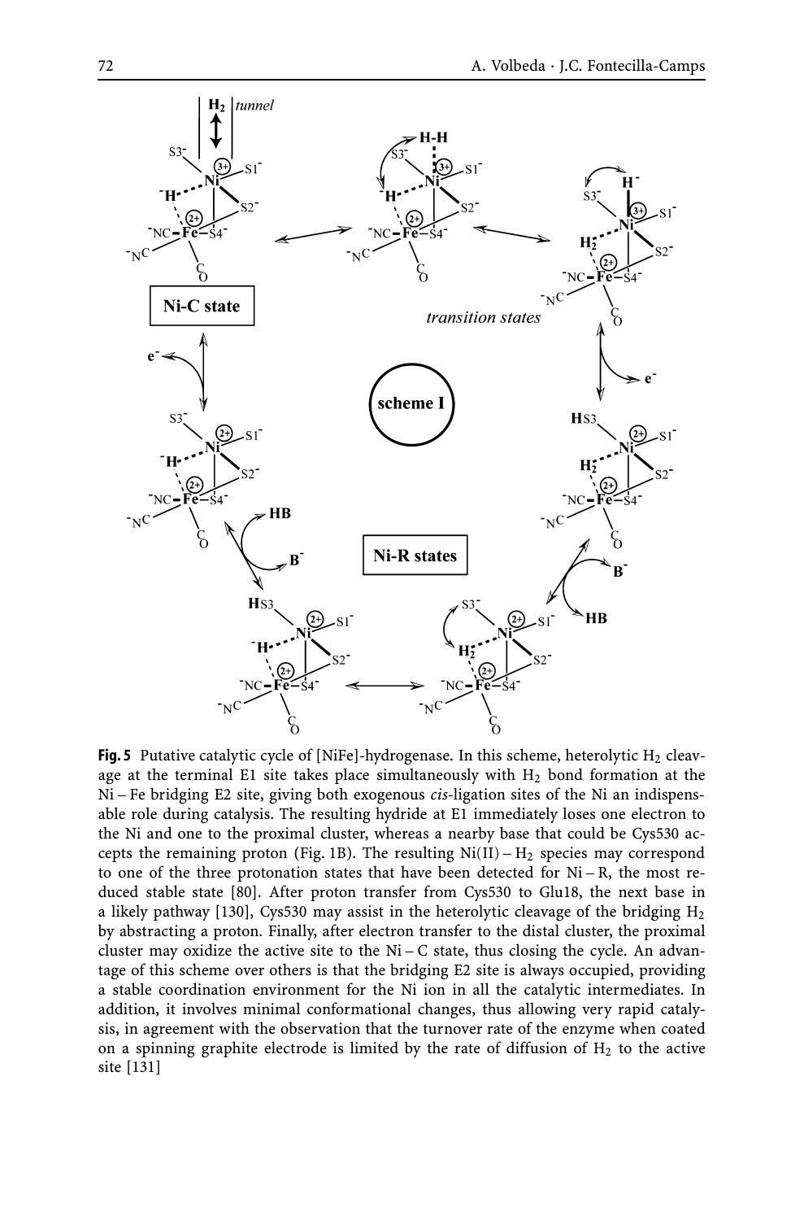**Fig. 5** Putative catalytic cycle of [NiFe]-hydrogenase. In this scheme, heterolytic $H_2$ cleavage at the terminal E1 site takes place simultaneously with $H_2$ bond formation at the Ni – Fe bridging E2 site, giving both exogenous *cis*-ligation sites of the Ni an indispensable role during catalysis. The resulting hydride at E1 immediately loses one electron to the Ni and one to the proximal cluster, whereas a nearby base that could be Cys530 accepts the remaining proton (Fig. 1B). The resulting Ni(II) – $H_2$ species may correspond to one of the three protonation states that have been detected for Ni – R, the most reduced stable state [80]. After proton transfer from Cys530 to Glu18, the next base in a likely pathway [130], Cys530 may assist in the heterolytic cleavage of the bridging $H_2$ by abstracting a proton. Finally, after electron transfer to the distal cluster, the proximal cluster may oxidize the active site to the Ni – C state, thus closing the cycle. An advantage of this scheme over others is that the bridging E2 site is always occupied, providing a stable coordination environment for the Ni ion in all the catalytic intermediates. In addition, it involves minimal conformational changes, thus allowing very rapid catalysis, in agreement with the observation that the turnover rate of the enzyme when coated on a spinning graphite electrode is limited by the rate of diffusion of $H_2$ to the active site [131]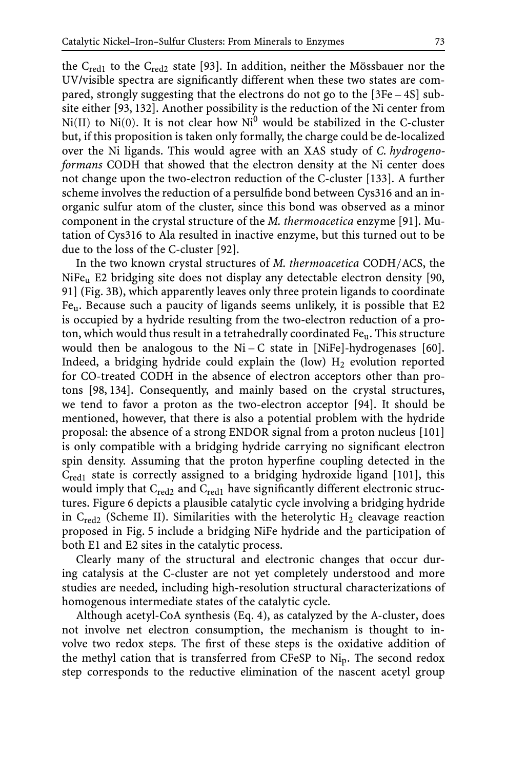the $C_{red1}$ to the $C_{red2}$ state [93]. In addition, neither the Mössbauer nor the UV/visible spectra are significantly different when these two states are compared, strongly suggesting that the electrons do not go to the $[3Fe-4S]$ subsite either [93, 132]. Another possibility is the reduction of the Ni center from Ni(II) to Ni(0). It is not clear how $Ni^0$ would be stabilized in the C-cluster but, if this proposition is taken only formally, the charge could be de-localized over the Ni ligands. This would agree with an XAS study of *C. hydrogenoformans* CODH that showed that the electron density at the Ni center does not change upon the two-electron reduction of the C-cluster [133]. A further scheme involves the reduction of a persulfide bond between Cys316 and an inorganic sulfur atom of the cluster, since this bond was observed as a minor component in the crystal structure of the *M. thermoacetica* enzyme [91]. Mutation of Cys316 to Ala resulted in inactive enzyme, but this turned out to be due to the loss of the C-cluster [92].

In the two known crystal structures of *M. thermoacetica* CODH/ACS, the $NiFe_u$ E2 bridging site does not display any detectable electron density [90, 91] (Fig. 3B), which apparently leaves only three protein ligands to coordinate $Fe_u$. Because such a paucity of ligands seems unlikely, it is possible that E2 is occupied by a hydride resulting from the two-electron reduction of a proton, which would thus result in a tetrahedrally coordinated $Fe_u$. This structure would then be analogous to the Ni – C state in [NiFe]-hydrogenases [60]. Indeed, a bridging hydride could explain the (low) $H_2$ evolution reported for CO-treated CODH in the absence of electron acceptors other than protons [98, 134]. Consequently, and mainly based on the crystal structures, we tend to favor a proton as the two-electron acceptor [94]. It should be mentioned, however, that there is also a potential problem with the hydride proposal: the absence of a strong ENDOR signal from a proton nucleus [101] is only compatible with a bridging hydride carrying no significant electron spin density. Assuming that the proton hyperfine coupling detected in the $C_{red1}$ state is correctly assigned to a bridging hydroxide ligand [101], this would imply that $C_{red2}$ and $C_{red1}$ have significantly different electronic structures. Figure 6 depicts a plausible catalytic cycle involving a bridging hydride in $C_{red2}$ (Scheme II). Similarities with the heterolytic $H_2$ cleavage reaction proposed in Fig. 5 include a bridging NiFe hydride and the participation of both E1 and E2 sites in the catalytic process.

Clearly many of the structural and electronic changes that occur during catalysis at the C-cluster are not yet completely understood and more studies are needed, including high-resolution structural characterizations of homogenous intermediate states of the catalytic cycle.

Although acetyl-CoA synthesis (Eq. 4), as catalyzed by the A-cluster, does not involve net electron consumption, the mechanism is thought to involve two redox steps. The first of these steps is the oxidative addition of the methyl cation that is transferred from CFeSP to $Ni_p$. The second redox step corresponds to the reductive elimination of the nascent acetyl group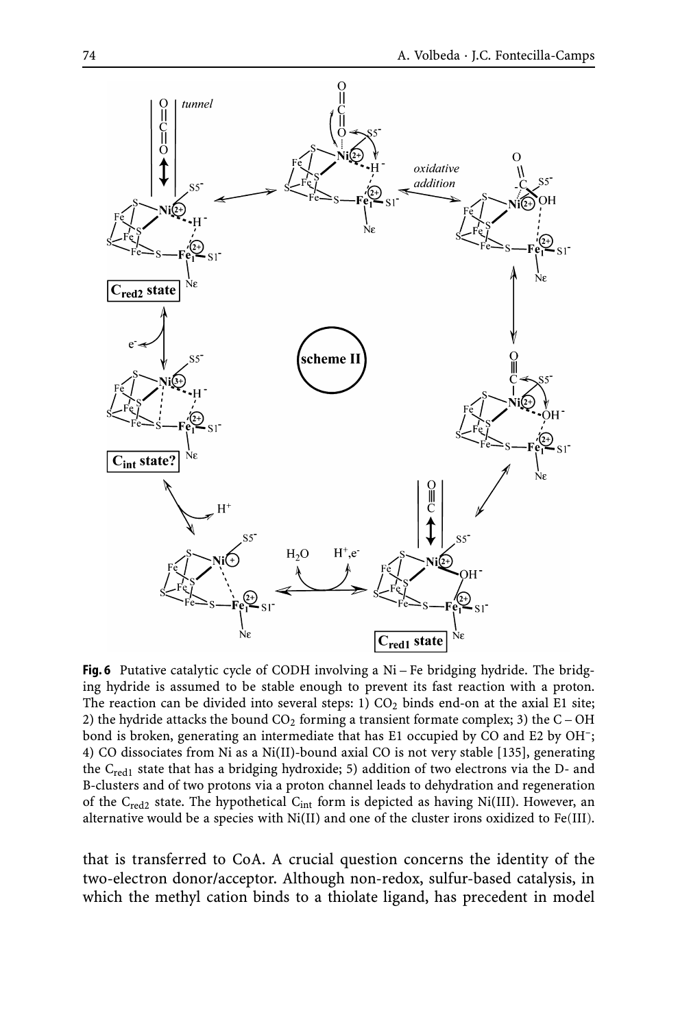**Fig. 6** Putative catalytic cycle of CODH involving a Ni – Fe bridging hydride. The bridging hydride is assumed to be stable enough to prevent its fast reaction with a proton. The reaction can be divided into several steps: 1) $CO_2$ binds end-on at the axial E1 site; 2) the hydride attacks the bound $CO_2$ forming a transient formate complex; 3) the C – OH bond is broken, generating an intermediate that has E1 occupied by CO and E2 by $OH^-$; 4) CO dissociates from Ni as a Ni(II)-bound axial CO is not very stable [135], generating the $C_{red1}$ state that has a bridging hydroxide; 5) addition of two electrons via the D- and B-clusters and of two protons via a proton channel leads to dehydration and regeneration of the $C_{red2}$ state. The hypothetical $C_{int}$ form is depicted as having Ni(III). However, an alternative would be a species with Ni(II) and one of the cluster irons oxidized to Fe(III).

that is transferred to CoA. A crucial question concerns the identity of the two-electron donor/acceptor. Although non-redox, sulfur-based catalysis, in which the methyl cation binds to a thiolate ligand, has precedent in model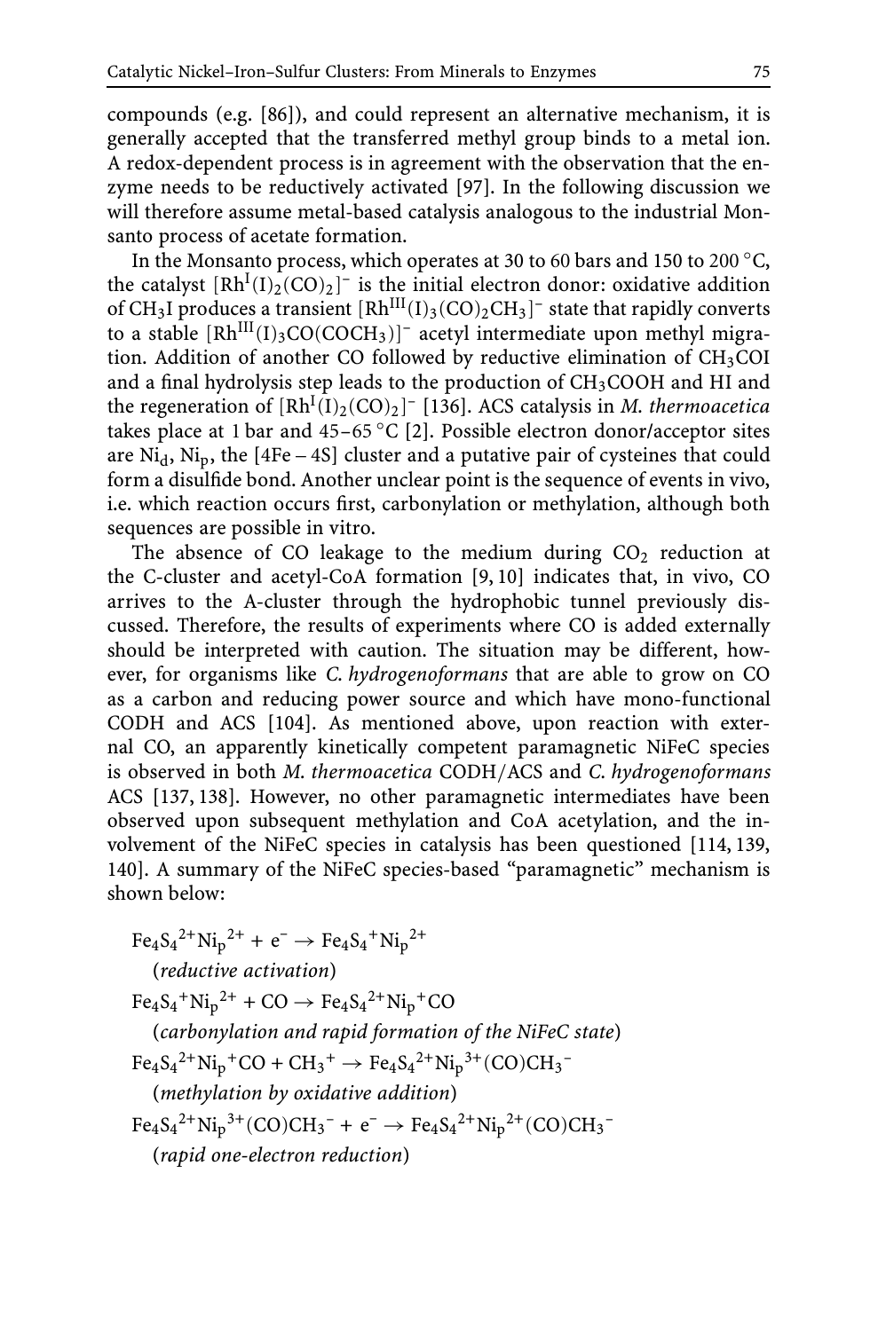compounds (e.g. [86]), and could represent an alternative mechanism, it is generally accepted that the transferred methyl group binds to a metal ion. A redox-dependent process is in agreement with the observation that the enzyme needs to be reductively activated [97]. In the following discussion we will therefore assume metal-based catalysis analogous to the industrial Monsanto process of acetate formation.

In the Monsanto process, which operates at 30 to 60 bars and 150 to 200 °C, the catalyst $[Rh^{I}(I)_2(CO)_2]^-$ is the initial electron donor: oxidative addition of $CH_3I$ produces a transient $[Rh^{III}(I)_3(CO)_2CH_3]^-$ state that rapidly converts to a stable $[Rh^{III}(I)_3CO(COCH_3)]^-$ acetyl intermediate upon methyl migration. Addition of another CO followed by reductive elimination of $CH_3COI$ and a final hydrolysis step leads to the production of $CH_3COOH$ and HI and the regeneration of $[Rh^{I}(I)_2(CO)_2]^-$ [136]. ACS catalysis in *M. thermoacetica* takes place at 1 bar and 45–65 °C [2]. Possible electron donor/acceptor sites are $Ni_d$, $Ni_p$, the [4Fe – 4S] cluster and a putative pair of cysteines that could form a disulfide bond. Another unclear point is the sequence of events in vivo, i.e. which reaction occurs first, carbonylation or methylation, although both sequences are possible in vitro.

The absence of CO leakage to the medium during $CO_2$ reduction at the C-cluster and acetyl-CoA formation [9, 10] indicates that, in vivo, CO arrives to the A-cluster through the hydrophobic tunnel previously discussed. Therefore, the results of experiments where CO is added externally should be interpreted with caution. The situation may be different, however, for organisms like *C. hydrogenoformans* that are able to grow on CO as a carbon and reducing power source and which have mono-functional CODH and ACS [104]. As mentioned above, upon reaction with external CO, an apparently kinetically competent paramagnetic NiFeC species is observed in both *M. thermoacetica* CODH/ACS and *C. hydrogenoformans* ACS [137, 138]. However, no other paramagnetic intermediates have been observed upon subsequent methylation and CoA acetylation, and the involvement of the NiFeC species in catalysis has been questioned [114, 139, 140]. A summary of the NiFeC species-based "paramagnetic" mechanism is shown below:

$$Fe_4S_4^{2+}Ni_p^{2+} + e^- \rightarrow Fe_4S_4^{+}Ni_p^{2+}$$
(*reductive activation*)

$$Fe_4S_4^{+}Ni_p^{2+} + CO \rightarrow Fe_4S_4^{2+}Ni_p^{+}CO$$
(*carbonylation and rapid formation of the NiFeC state*)

$$Fe_4S_4^{2+}Ni_p^{+}CO + CH_3^{+} \rightarrow Fe_4S_4^{2+}Ni_p^{3+}(CO)CH_3^{-}$$
(*methylation by oxidative addition*)

$$Fe_4S_4^{2+}Ni_p^{3+}(CO)CH_3^{-} + e^- \rightarrow Fe_4S_4^{2+}Ni_p^{2+}(CO)CH_3^{-}$$
(*rapid one-electron reduction*)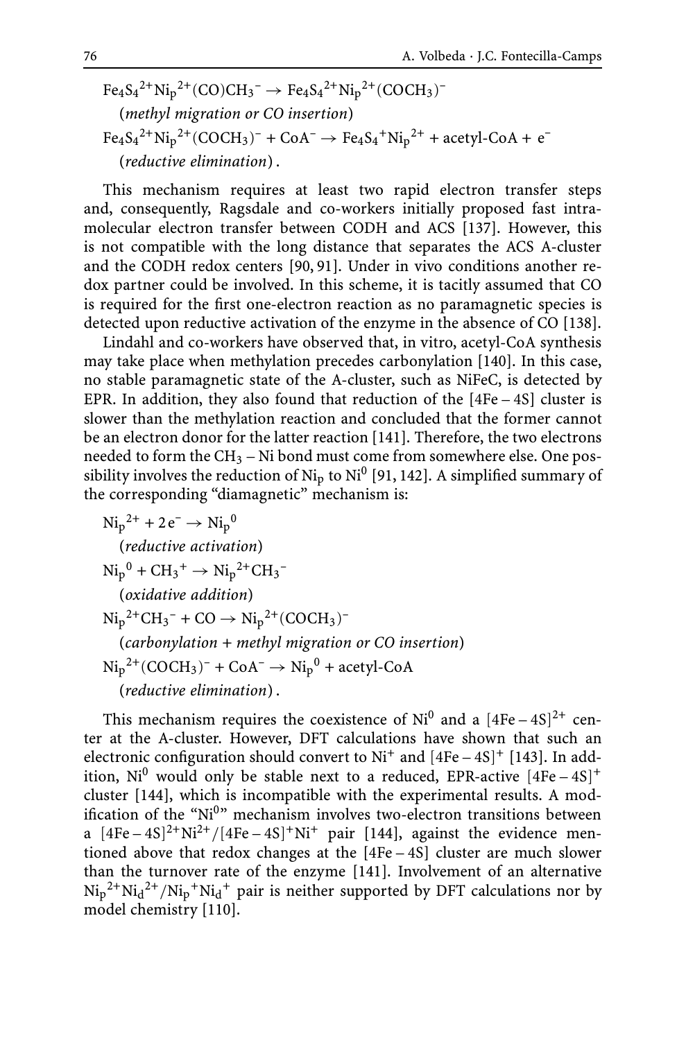$$Fe_4S_4^{2+}Ni_p^{2+}(CO)CH_3^- \rightarrow Fe_4S_4^{2+}Ni_p^{2+}(COCH_3)^-$$

(*methyl migration or CO insertion*)

$$Fe_4S_4^{2+}Ni_p^{2+}(COCH_3)^- + CoA^- \rightarrow Fe_4S_4^{+}Ni_p^{2+} + \text{acetyl-CoA} + e^-$$

(*reductive elimination*).

This mechanism requires at least two rapid electron transfer steps and, consequently, Ragsdale and co-workers initially proposed fast intramolecular electron transfer between CODH and ACS [137]. However, this is not compatible with the long distance that separates the ACS A-cluster and the CODH redox centers [90, 91]. Under in vivo conditions another redox partner could be involved. In this scheme, it is tacitly assumed that CO is required for the first one-electron reaction as no paramagnetic species is detected upon reductive activation of the enzyme in the absence of CO [138].

Lindahl and co-workers have observed that, in vitro, acetyl-CoA synthesis may take place when methylation precedes carbonylation [140]. In this case, no stable paramagnetic state of the A-cluster, such as NiFeC, is detected by EPR. In addition, they also found that reduction of the [4Fe – 4S] cluster is slower than the methylation reaction and concluded that the former cannot be an electron donor for the latter reaction [141]. Therefore, the two electrons needed to form the $CH_3$ – Ni bond must come from somewhere else. One possibility involves the reduction of $Ni_p$ to $Ni^0$ [91, 142]. A simplified summary of the corresponding "diamagnetic" mechanism is:

$$Ni_p^{2+} + 2e^- \rightarrow Ni_p^{0}$$

(*reductive activation*)

$$Ni_p^{0} + CH_3^+ \rightarrow Ni_p^{2+}CH_3^-$$

(*oxidative addition*)

$$Ni_p^{2+}CH_3^- + CO \rightarrow Ni_p^{2+}(COCH_3)^-$$

(*carbonylation + methyl migration or CO insertion*)

$$Ni_p^{2+}(COCH_3)^- + CoA^- \rightarrow Ni_p^{0} + \text{acetyl-CoA}$$

(*reductive elimination*).

This mechanism requires the coexistence of $Ni^0$ and a $[4Fe-4S]^{2+}$ center at the A-cluster. However, DFT calculations have shown that such an electronic configuration should convert to $Ni^+$ and $[4Fe-4S]^+$ [143]. In addition, $Ni^0$ would only be stable next to a reduced, EPR-active $[4Fe-4S]^+$ cluster [144], which is incompatible with the experimental results. A modification of the "$Ni^0$" mechanism involves two-electron transitions between a $[4Fe-4S]^{2+}Ni^{2+}/[4Fe-4S]^{+}Ni^{+}$ pair [144], against the evidence mentioned above that redox changes at the [4Fe – 4S] cluster are much slower than the turnover rate of the enzyme [141]. Involvement of an alternative $Ni_p^{2+}Ni_d^{2+}/Ni_p^{+}Ni_d^{+}$ pair is neither supported by DFT calculations nor by model chemistry [110].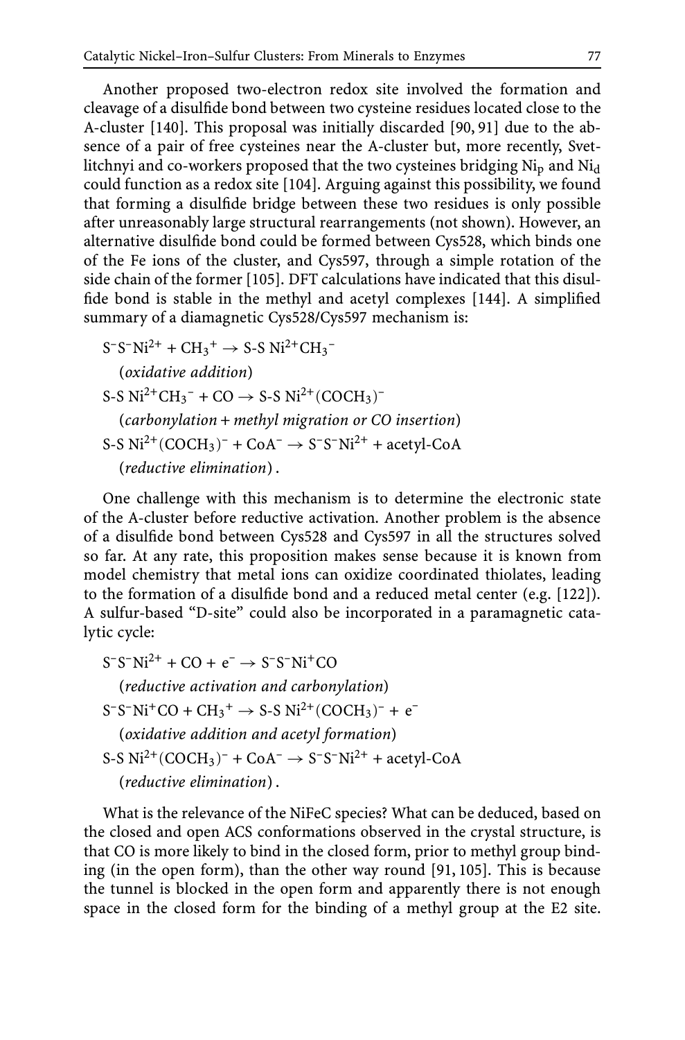Another proposed two-electron redox site involved the formation and cleavage of a disulfide bond between two cysteine residues located close to the A-cluster [140]. This proposal was initially discarded [90, 91] due to the absence of a pair of free cysteines near the A-cluster but, more recently, Svetlitchnyi and co-workers proposed that the two cysteines bridging $Ni_p$ and $Ni_d$ could function as a redox site [104]. Arguing against this possibility, we found that forming a disulfide bridge between these two residues is only possible after unreasonably large structural rearrangements (not shown). However, an alternative disulfide bond could be formed between Cys528, which binds one of the Fe ions of the cluster, and Cys597, through a simple rotation of the side chain of the former [105]. DFT calculations have indicated that this disulfide bond is stable in the methyl and acetyl complexes [144]. A simplified summary of a diamagnetic Cys528/Cys597 mechanism is:

$$S^-S^-Ni^{2+} + CH_3^+ \rightarrow S\text{-}S\ Ni^{2+}CH_3^-$$

(*oxidative addition*)

$$S\text{-}S\ Ni^{2+}CH_3^- + CO \rightarrow S\text{-}S\ Ni^{2+}(COCH_3)^-$$

(*carbonylation + methyl migration or CO insertion*)

$$S\text{-}S\ Ni^{2+}(COCH_3)^- + CoA^- \rightarrow S^-S^-Ni^{2+} + \text{acetyl-CoA}$$

(*reductive elimination*) .

One challenge with this mechanism is to determine the electronic state of the A-cluster before reductive activation. Another problem is the absence of a disulfide bond between Cys528 and Cys597 in all the structures solved so far. At any rate, this proposition makes sense because it is known from model chemistry that metal ions can oxidize coordinated thiolates, leading to the formation of a disulfide bond and a reduced metal center (e.g. [122]). A sulfur-based "D-site" could also be incorporated in a paramagnetic catalytic cycle:

$$S^-S^-Ni^{2+} + CO + e^- \rightarrow S^-S^-Ni^+CO$$

(*reductive activation and carbonylation*)

$$S^-S^-Ni^+CO + CH_3^+ \rightarrow S\text{-}S\ Ni^{2+}(COCH_3)^- + e^-$$

(*oxidative addition and acetyl formation*)

$$S\text{-}S\ Ni^{2+}(COCH_3)^- + CoA^- \rightarrow S^-S^-Ni^{2+} + \text{acetyl-CoA}$$

(*reductive elimination*) .

What is the relevance of the NiFeC species? What can be deduced, based on the closed and open ACS conformations observed in the crystal structure, is that CO is more likely to bind in the closed form, prior to methyl group binding (in the open form), than the other way round [91, 105]. This is because the tunnel is blocked in the open form and apparently there is not enough space in the closed form for the binding of a methyl group at the E2 site.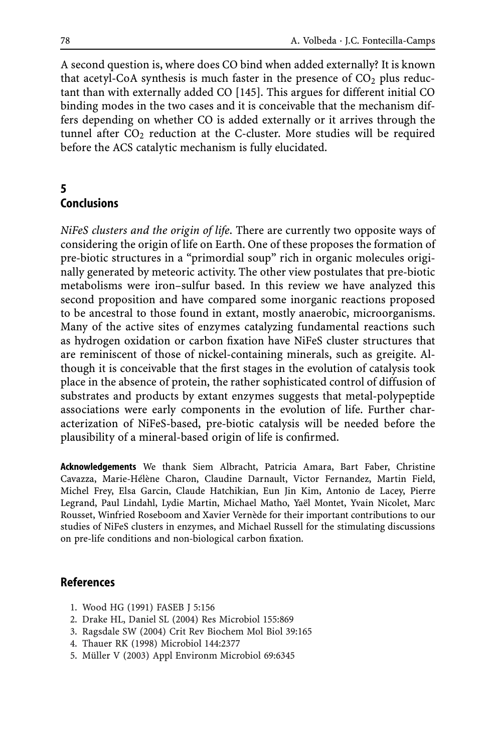A second question is, where does CO bind when added externally? It is known that acetyl-CoA synthesis is much faster in the presence of $CO_2$ plus reductant than with externally added CO [145]. This argues for different initial CO binding modes in the two cases and it is conceivable that the mechanism differs depending on whether CO is added externally or it arrives through the tunnel after $CO_2$ reduction at the C-cluster. More studies will be required before the ACS catalytic mechanism is fully elucidated.

## 5 Conclusions

*NiFeS clusters and the origin of life.* There are currently two opposite ways of considering the origin of life on Earth. One of these proposes the formation of pre-biotic structures in a "primordial soup" rich in organic molecules originally generated by meteoric activity. The other view postulates that pre-biotic metabolisms were iron–sulfur based. In this review we have analyzed this second proposition and have compared some inorganic reactions proposed to be ancestral to those found in extant, mostly anaerobic, microorganisms. Many of the active sites of enzymes catalyzing fundamental reactions such as hydrogen oxidation or carbon fixation have NiFeS cluster structures that are reminiscent of those of nickel-containing minerals, such as greigite. Although it is conceivable that the first stages in the evolution of catalysis took place in the absence of protein, the rather sophisticated control of diffusion of substrates and products by extant enzymes suggests that metal-polypeptide associations were early components in the evolution of life. Further characterization of NiFeS-based, pre-biotic catalysis will be needed before the plausibility of a mineral-based origin of life is confirmed.

**Acknowledgements** We thank Siem Albracht, Patricia Amara, Bart Faber, Christine Cavazza, Marie-Hélène Charon, Claudine Darnault, Victor Fernandez, Martin Field, Michel Frey, Elsa Garcin, Claude Hatchikian, Eun Jin Kim, Antonio de Lacey, Pierre Legrand, Paul Lindahl, Lydie Martin, Michael Matho, Yaël Montet, Yvain Nicolet, Marc Rousset, Winfried Roseboom and Xavier Vernède for their important contributions to our studies of NiFeS clusters in enzymes, and Michael Russell for the stimulating discussions on pre-life conditions and non-biological carbon fixation.

## References

1. Wood HG (1991) FASEB J 5:156
2. Drake HL, Daniel SL (2004) Res Microbiol 155:869
3. Ragsdale SW (2004) Crit Rev Biochem Mol Biol 39:165
4. Thauer RK (1998) Microbiol 144:2377
5. Müller V (2003) Appl Environm Microbiol 69:6345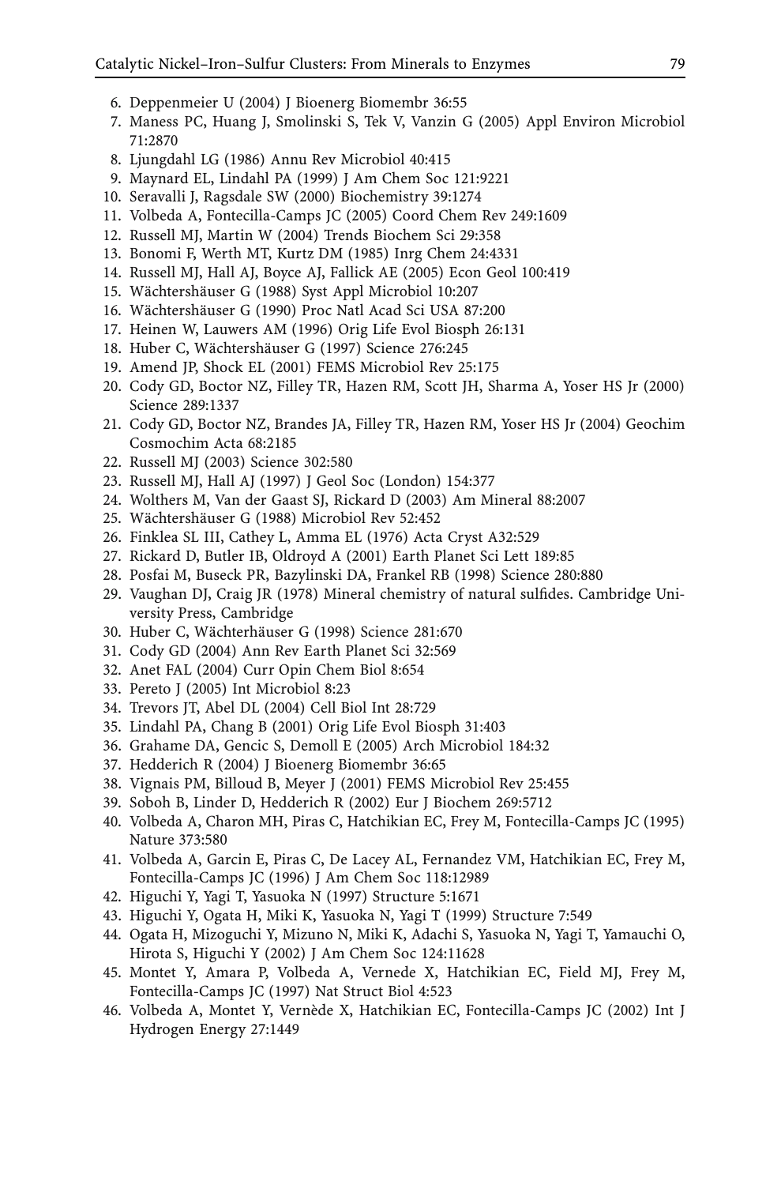6. Deppenmeier U (2004) J Bioenerg Biomembr 36:55
7. Maness PC, Huang J, Smolinski S, Tek V, Vanzin G (2005) Appl Environ Microbiol 71:2870
8. Ljungdahl LG (1986) Annu Rev Microbiol 40:415
9. Maynard EL, Lindahl PA (1999) J Am Chem Soc 121:9221
10. Seravalli J, Ragsdale SW (2000) Biochemistry 39:1274
11. Volbeda A, Fontecilla-Camps JC (2005) Coord Chem Rev 249:1609
12. Russell MJ, Martin W (2004) Trends Biochem Sci 29:358
13. Bonomi F, Werth MT, Kurtz DM (1985) Inrg Chem 24:4331
14. Russell MJ, Hall AJ, Boyce AJ, Fallick AE (2005) Econ Geol 100:419
15. Wächtershäuser G (1988) Syst Appl Microbiol 10:207
16. Wächtershäuser G (1990) Proc Natl Acad Sci USA 87:200
17. Heinen W, Lauwers AM (1996) Orig Life Evol Biosph 26:131
18. Huber C, Wächtershäuser G (1997) Science 276:245
19. Amend JP, Shock EL (2001) FEMS Microbiol Rev 25:175
20. Cody GD, Boctor NZ, Filley TR, Hazen RM, Scott JH, Sharma A, Yoser HS Jr (2000) Science 289:1337
21. Cody GD, Boctor NZ, Brandes JA, Filley TR, Hazen RM, Yoser HS Jr (2004) Geochim Cosmochim Acta 68:2185
22. Russell MJ (2003) Science 302:580
23. Russell MJ, Hall AJ (1997) J Geol Soc (London) 154:377
24. Wolthers M, Van der Gaast SJ, Rickard D (2003) Am Mineral 88:2007
25. Wächtershäuser G (1988) Microbiol Rev 52:452
26. Finklea SL III, Cathey L, Amma EL (1976) Acta Cryst A32:529
27. Rickard D, Butler IB, Oldroyd A (2001) Earth Planet Sci Lett 189:85
28. Posfai M, Buseck PR, Bazylinski DA, Frankel RB (1998) Science 280:880
29. Vaughan DJ, Craig JR (1978) Mineral chemistry of natural sulfides. Cambridge University Press, Cambridge
30. Huber C, Wächterhäuser G (1998) Science 281:670
31. Cody GD (2004) Ann Rev Earth Planet Sci 32:569
32. Anet FAL (2004) Curr Opin Chem Biol 8:654
33. Pereto J (2005) Int Microbiol 8:23
34. Trevors JT, Abel DL (2004) Cell Biol Int 28:729
35. Lindahl PA, Chang B (2001) Orig Life Evol Biosph 31:403
36. Grahame DA, Gencic S, Demoll E (2005) Arch Microbiol 184:32
37. Hedderich R (2004) J Bioenerg Biomembr 36:65
38. Vignais PM, Billoud B, Meyer J (2001) FEMS Microbiol Rev 25:455
39. Soboh B, Linder D, Hedderich R (2002) Eur J Biochem 269:5712
40. Volbeda A, Charon MH, Piras C, Hatchikian EC, Frey M, Fontecilla-Camps JC (1995) Nature 373:580
41. Volbeda A, Garcin E, Piras C, De Lacey AL, Fernandez VM, Hatchikian EC, Frey M, Fontecilla-Camps JC (1996) J Am Chem Soc 118:12989
42. Higuchi Y, Yagi T, Yasuoka N (1997) Structure 5:1671
43. Higuchi Y, Ogata H, Miki K, Yasuoka N, Yagi T (1999) Structure 7:549
44. Ogata H, Mizoguchi Y, Mizuno N, Miki K, Adachi S, Yasuoka N, Yagi T, Yamauchi O, Hirota S, Higuchi Y (2002) J Am Chem Soc 124:11628
45. Montet Y, Amara P, Volbeda A, Vernede X, Hatchikian EC, Field MJ, Frey M, Fontecilla-Camps JC (1997) Nat Struct Biol 4:523
46. Volbeda A, Montet Y, Vernède X, Hatchikian EC, Fontecilla-Camps JC (2002) Int J Hydrogen Energy 27:1449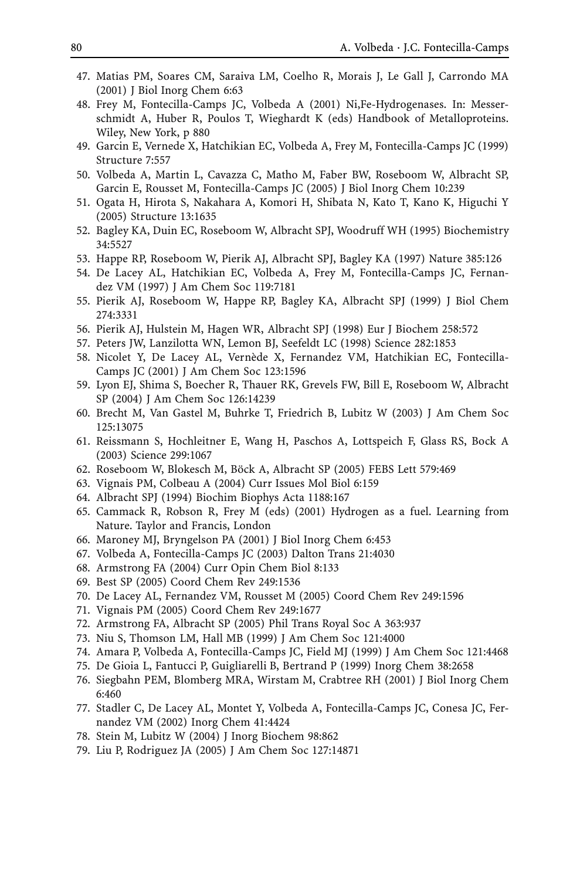47. Matias PM, Soares CM, Saraiva LM, Coelho R, Morais J, Le Gall J, Carrondo MA (2001) J Biol Inorg Chem 6:63
48. Frey M, Fontecilla-Camps JC, Volbeda A (2001) Ni,Fe-Hydrogenases. In: Messerschmidt A, Huber R, Poulos T, Wieghardt K (eds) Handbook of Metalloproteins. Wiley, New York, p 880
49. Garcin E, Vernede X, Hatchikian EC, Volbeda A, Frey M, Fontecilla-Camps JC (1999) Structure 7:557
50. Volbeda A, Martin L, Cavazza C, Matho M, Faber BW, Roseboom W, Albracht SP, Garcin E, Rousset M, Fontecilla-Camps JC (2005) J Biol Inorg Chem 10:239
51. Ogata H, Hirota S, Nakahara A, Komori H, Shibata N, Kato T, Kano K, Higuchi Y (2005) Structure 13:1635
52. Bagley KA, Duin EC, Roseboom W, Albracht SPJ, Woodruff WH (1995) Biochemistry 34:5527
53. Happe RP, Roseboom W, Pierik AJ, Albracht SPJ, Bagley KA (1997) Nature 385:126
54. De Lacey AL, Hatchikian EC, Volbeda A, Frey M, Fontecilla-Camps JC, Fernandez VM (1997) J Am Chem Soc 119:7181
55. Pierik AJ, Roseboom W, Happe RP, Bagley KA, Albracht SPJ (1999) J Biol Chem 274:3331
56. Pierik AJ, Hulstein M, Hagen WR, Albracht SPJ (1998) Eur J Biochem 258:572
57. Peters JW, Lanzilotta WN, Lemon BJ, Seefeldt LC (1998) Science 282:1853
58. Nicolet Y, De Lacey AL, Vernède X, Fernandez VM, Hatchikian EC, Fontecilla-Camps JC (2001) J Am Chem Soc 123:1596
59. Lyon EJ, Shima S, Boecher R, Thauer RK, Grevels FW, Bill E, Roseboom W, Albracht SP (2004) J Am Chem Soc 126:14239
60. Brecht M, Van Gastel M, Buhrke T, Friedrich B, Lubitz W (2003) J Am Chem Soc 125:13075
61. Reissmann S, Hochleitner E, Wang H, Paschos A, Lottspeich F, Glass RS, Bock A (2003) Science 299:1067
62. Roseboom W, Blokesch M, Böck A, Albracht SP (2005) FEBS Lett 579:469
63. Vignais PM, Colbeau A (2004) Curr Issues Mol Biol 6:159
64. Albracht SPJ (1994) Biochim Biophys Acta 1188:167
65. Cammack R, Robson R, Frey M (eds) (2001) Hydrogen as a fuel. Learning from Nature. Taylor and Francis, London
66. Maroney MJ, Bryngelson PA (2001) J Biol Inorg Chem 6:453
67. Volbeda A, Fontecilla-Camps JC (2003) Dalton Trans 21:4030
68. Armstrong FA (2004) Curr Opin Chem Biol 8:133
69. Best SP (2005) Coord Chem Rev 249:1536
70. De Lacey AL, Fernandez VM, Rousset M (2005) Coord Chem Rev 249:1596
71. Vignais PM (2005) Coord Chem Rev 249:1677
72. Armstrong FA, Albracht SP (2005) Phil Trans Royal Soc A 363:937
73. Niu S, Thomson LM, Hall MB (1999) J Am Chem Soc 121:4000
74. Amara P, Volbeda A, Fontecilla-Camps JC, Field MJ (1999) J Am Chem Soc 121:4468
75. De Gioia L, Fantucci P, Guigliarelli B, Bertrand P (1999) Inorg Chem 38:2658
76. Siegbahn PEM, Blomberg MRA, Wirstam M, Crabtree RH (2001) J Biol Inorg Chem 6:460
77. Stadler C, De Lacey AL, Montet Y, Volbeda A, Fontecilla-Camps JC, Conesa JC, Fernandez VM (2002) Inorg Chem 41:4424
78. Stein M, Lubitz W (2004) J Inorg Biochem 98:862
79. Liu P, Rodriguez JA (2005) J Am Chem Soc 127:14871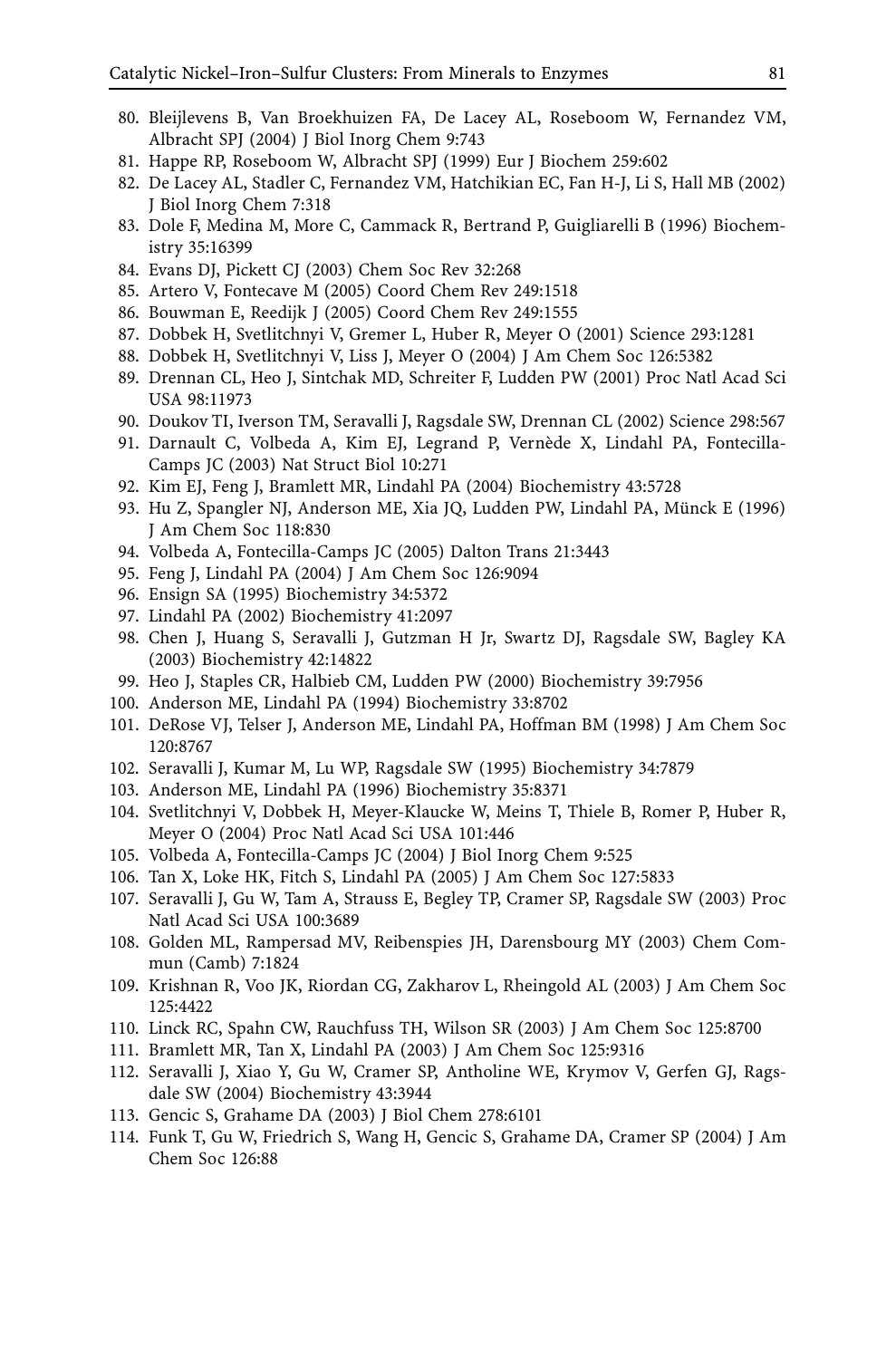80. Bleijlevens B, Van Broekhuizen FA, De Lacey AL, Roseboom W, Fernandez VM, Albracht SPJ (2004) J Biol Inorg Chem 9:743
81. Happe RP, Roseboom W, Albracht SPJ (1999) Eur J Biochem 259:602
82. De Lacey AL, Stadler C, Fernandez VM, Hatchikian EC, Fan H-J, Li S, Hall MB (2002) J Biol Inorg Chem 7:318
83. Dole F, Medina M, More C, Cammack R, Bertrand P, Guigliarelli B (1996) Biochemistry 35:16399
84. Evans DJ, Pickett CJ (2003) Chem Soc Rev 32:268
85. Artero V, Fontecave M (2005) Coord Chem Rev 249:1518
86. Bouwman E, Reedijk J (2005) Coord Chem Rev 249:1555
87. Dobbek H, Svetlitchnyi V, Gremer L, Huber R, Meyer O (2001) Science 293:1281
88. Dobbek H, Svetlitchnyi V, Liss J, Meyer O (2004) J Am Chem Soc 126:5382
89. Drennan CL, Heo J, Sintchak MD, Schreiter F, Ludden PW (2001) Proc Natl Acad Sci USA 98:11973
90. Doukov TI, Iverson TM, Seravalli J, Ragsdale SW, Drennan CL (2002) Science 298:567
91. Darnault C, Volbeda A, Kim EJ, Legrand P, Vernède X, Lindahl PA, Fontecilla-Camps JC (2003) Nat Struct Biol 10:271
92. Kim EJ, Feng J, Bramlett MR, Lindahl PA (2004) Biochemistry 43:5728
93. Hu Z, Spangler NJ, Anderson ME, Xia JQ, Ludden PW, Lindahl PA, Münck E (1996) J Am Chem Soc 118:830
94. Volbeda A, Fontecilla-Camps JC (2005) Dalton Trans 21:3443
95. Feng J, Lindahl PA (2004) J Am Chem Soc 126:9094
96. Ensign SA (1995) Biochemistry 34:5372
97. Lindahl PA (2002) Biochemistry 41:2097
98. Chen J, Huang S, Seravalli J, Gutzman H Jr, Swartz DJ, Ragsdale SW, Bagley KA (2003) Biochemistry 42:14822
99. Heo J, Staples CR, Halbieb CM, Ludden PW (2000) Biochemistry 39:7956
100. Anderson ME, Lindahl PA (1994) Biochemistry 33:8702
101. DeRose VJ, Telser J, Anderson ME, Lindahl PA, Hoffman BM (1998) J Am Chem Soc 120:8767
102. Seravalli J, Kumar M, Lu WP, Ragsdale SW (1995) Biochemistry 34:7879
103. Anderson ME, Lindahl PA (1996) Biochemistry 35:8371
104. Svetlitchnyi V, Dobbek H, Meyer-Klaucke W, Meins T, Thiele B, Romer P, Huber R, Meyer O (2004) Proc Natl Acad Sci USA 101:446
105. Volbeda A, Fontecilla-Camps JC (2004) J Biol Inorg Chem 9:525
106. Tan X, Loke HK, Fitch S, Lindahl PA (2005) J Am Chem Soc 127:5833
107. Seravalli J, Gu W, Tam A, Strauss E, Begley TP, Cramer SP, Ragsdale SW (2003) Proc Natl Acad Sci USA 100:3689
108. Golden ML, Rampersad MV, Reibenspies JH, Darensbourg MY (2003) Chem Commun (Camb) 7:1824
109. Krishnan R, Voo JK, Riordan CG, Zakharov L, Rheingold AL (2003) J Am Chem Soc 125:4422
110. Linck RC, Spahn CW, Rauchfuss TH, Wilson SR (2003) J Am Chem Soc 125:8700
111. Bramlett MR, Tan X, Lindahl PA (2003) J Am Chem Soc 125:9316
112. Seravalli J, Xiao Y, Gu W, Cramer SP, Antholine WE, Krymov V, Gerfen GJ, Ragsdale SW (2004) Biochemistry 43:3944
113. Gencic S, Grahame DA (2003) J Biol Chem 278:6101
114. Funk T, Gu W, Friedrich S, Wang H, Gencic S, Grahame DA, Cramer SP (2004) J Am Chem Soc 126:88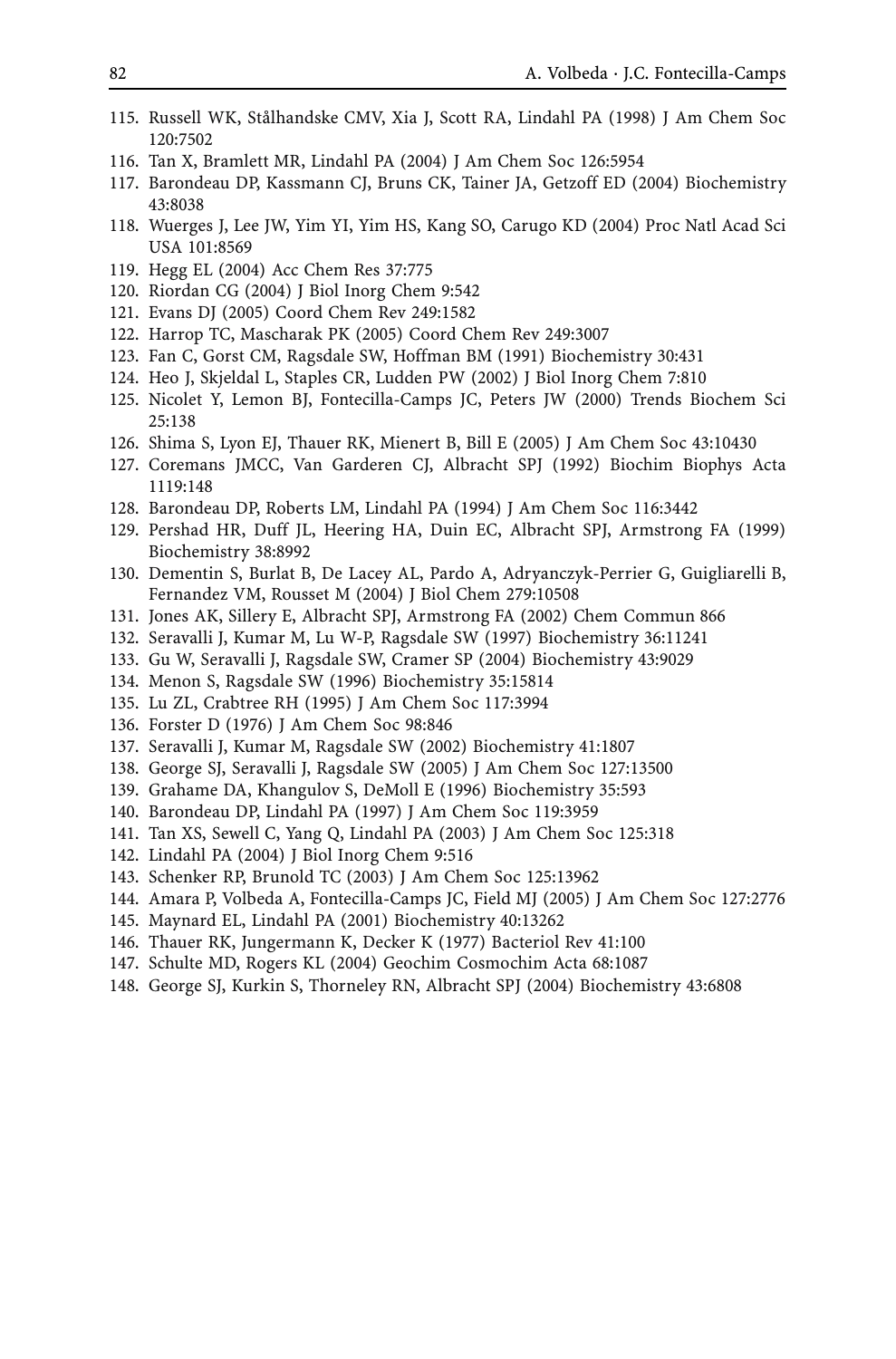115. Russell WK, Stålhandske CMV, Xia J, Scott RA, Lindahl PA (1998) J Am Chem Soc 120:7502
116. Tan X, Bramlett MR, Lindahl PA (2004) J Am Chem Soc 126:5954
117. Barondeau DP, Kassmann CJ, Bruns CK, Tainer JA, Getzoff ED (2004) Biochemistry 43:8038
118. Wuerges J, Lee JW, Yim YI, Yim HS, Kang SO, Carugo KD (2004) Proc Natl Acad Sci USA 101:8569
119. Hegg EL (2004) Acc Chem Res 37:775
120. Riordan CG (2004) J Biol Inorg Chem 9:542
121. Evans DJ (2005) Coord Chem Rev 249:1582
122. Harrop TC, Mascharak PK (2005) Coord Chem Rev 249:3007
123. Fan C, Gorst CM, Ragsdale SW, Hoffman BM (1991) Biochemistry 30:431
124. Heo J, Skjeldal L, Staples CR, Ludden PW (2002) J Biol Inorg Chem 7:810
125. Nicolet Y, Lemon BJ, Fontecilla-Camps JC, Peters JW (2000) Trends Biochem Sci 25:138
126. Shima S, Lyon EJ, Thauer RK, Mienert B, Bill E (2005) J Am Chem Soc 43:10430
127. Coremans JMCC, Van Garderen CJ, Albracht SPJ (1992) Biochim Biophys Acta 1119:148
128. Barondeau DP, Roberts LM, Lindahl PA (1994) J Am Chem Soc 116:3442
129. Pershad HR, Duff JL, Heering HA, Duin EC, Albracht SPJ, Armstrong FA (1999) Biochemistry 38:8992
130. Dementin S, Burlat B, De Lacey AL, Pardo A, Adryanczyk-Perrier G, Guigliarelli B, Fernandez VM, Rousset M (2004) J Biol Chem 279:10508
131. Jones AK, Sillery E, Albracht SPJ, Armstrong FA (2002) Chem Commun 866
132. Seravalli J, Kumar M, Lu W-P, Ragsdale SW (1997) Biochemistry 36:11241
133. Gu W, Seravalli J, Ragsdale SW, Cramer SP (2004) Biochemistry 43:9029
134. Menon S, Ragsdale SW (1996) Biochemistry 35:15814
135. Lu ZL, Crabtree RH (1995) J Am Chem Soc 117:3994
136. Forster D (1976) J Am Chem Soc 98:846
137. Seravalli J, Kumar M, Ragsdale SW (2002) Biochemistry 41:1807
138. George SJ, Seravalli J, Ragsdale SW (2005) J Am Chem Soc 127:13500
139. Grahame DA, Khangulov S, DeMoll E (1996) Biochemistry 35:593
140. Barondeau DP, Lindahl PA (1997) J Am Chem Soc 119:3959
141. Tan XS, Sewell C, Yang Q, Lindahl PA (2003) J Am Chem Soc 125:318
142. Lindahl PA (2004) J Biol Inorg Chem 9:516
143. Schenker RP, Brunold TC (2003) J Am Chem Soc 125:13962
144. Amara P, Volbeda A, Fontecilla-Camps JC, Field MJ (2005) J Am Chem Soc 127:2776
145. Maynard EL, Lindahl PA (2001) Biochemistry 40:13262
146. Thauer RK, Jungermann K, Decker K (1977) Bacteriol Rev 41:100
147. Schulte MD, Rogers KL (2004) Geochim Cosmochim Acta 68:1087
148. George SJ, Kurkin S, Thorneley RN, Albracht SPJ (2004) Biochemistry 43:6808